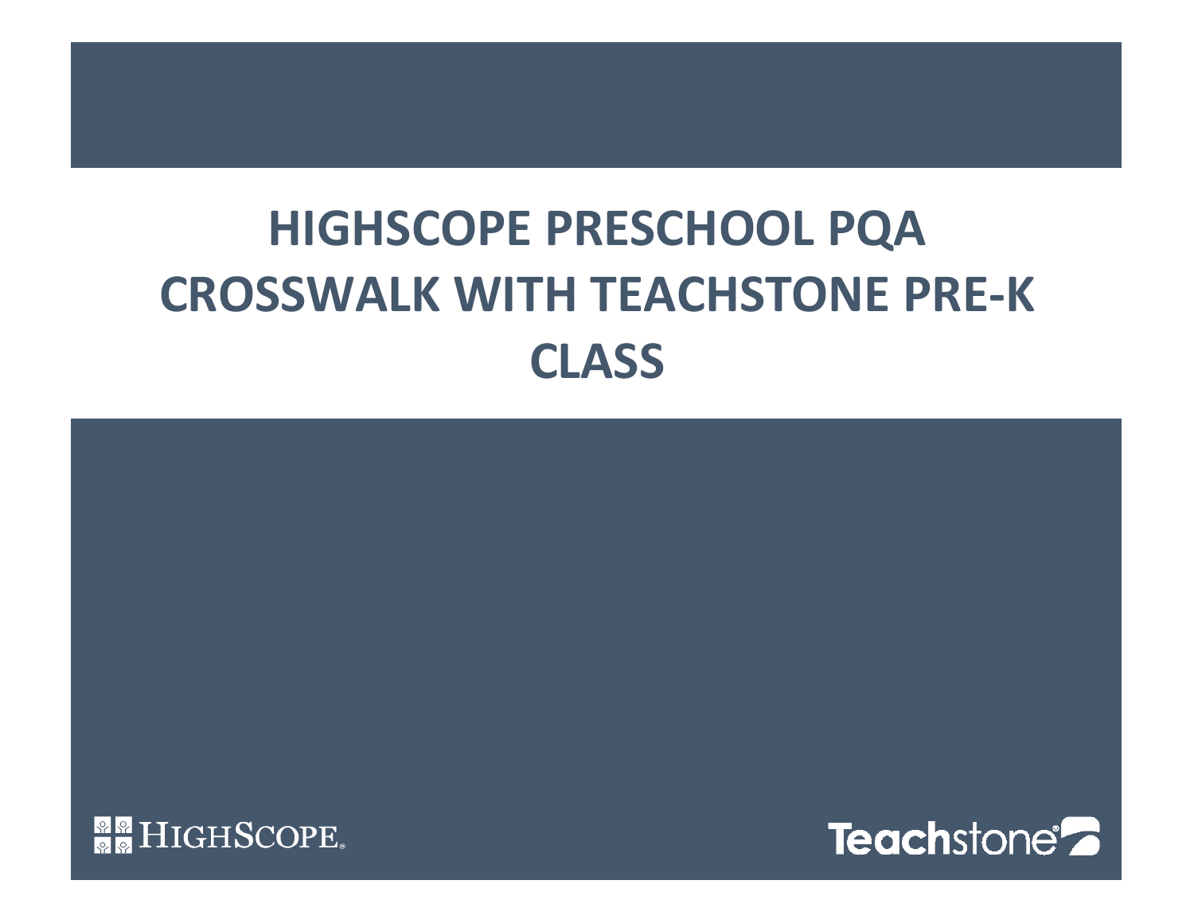# HIGHSCOPE PRESCHOOL PQA CROSSWALK WITH TEACHSTONE PRE-K CLASS

HIGHSCOPE

Teachstone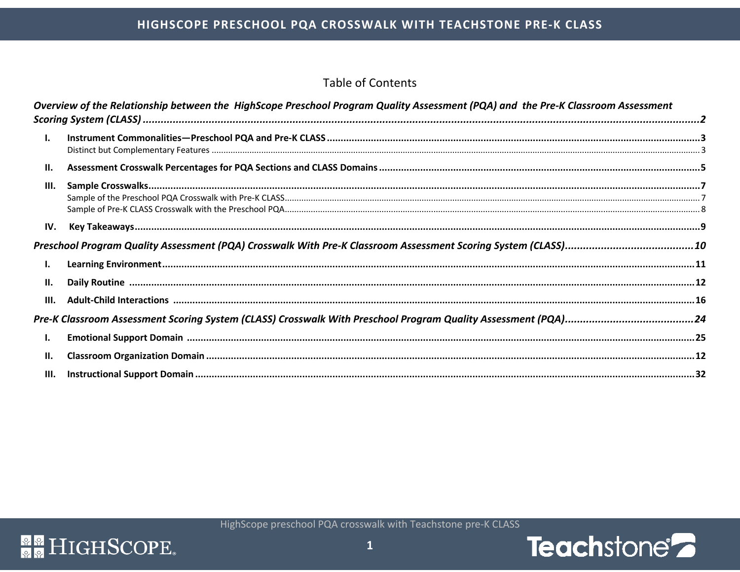# Table of Contents

*Overview of the Relationship between the HighScope Preschool Program Quality Assessment (PQA) and the Pre-K Classroom Assessment Scoring System (CLASS)* ..... *2*

- **I. Instrument Commonalities—Preschool PQA and Pre-K CLASS** ..... **3**
  - Distinct but Complementary Features ..... 3
- **II. Assessment Crosswalk Percentages for PQA Sections and CLASS Domains** ..... **5**
- **III. Sample Crosswalks** ..... **7**
  - Sample of the Preschool PQA Crosswalk with Pre-K CLASS ..... 7
  - Sample of Pre-K CLASS Crosswalk with the Preschool PQA ..... 8
- **IV. Key Takeaways** ..... **9**

*Preschool Program Quality Assessment (PQA) Crosswalk With Pre-K Classroom Assessment Scoring System (CLASS)* ..... *10*

- **I. Learning Environment** ..... **11**
- **II. Daily Routine** ..... **12**
- **III. Adult-Child Interactions** ..... **16**

*Pre-K Classroom Assessment Scoring System (CLASS) Crosswalk With Preschool Program Quality Assessment (PQA)* ..... *24*

- **I. Emotional Support Domain** ..... **25**
- **II. Classroom Organization Domain** ..... **12**
- **III. Instructional Support Domain** ..... **32**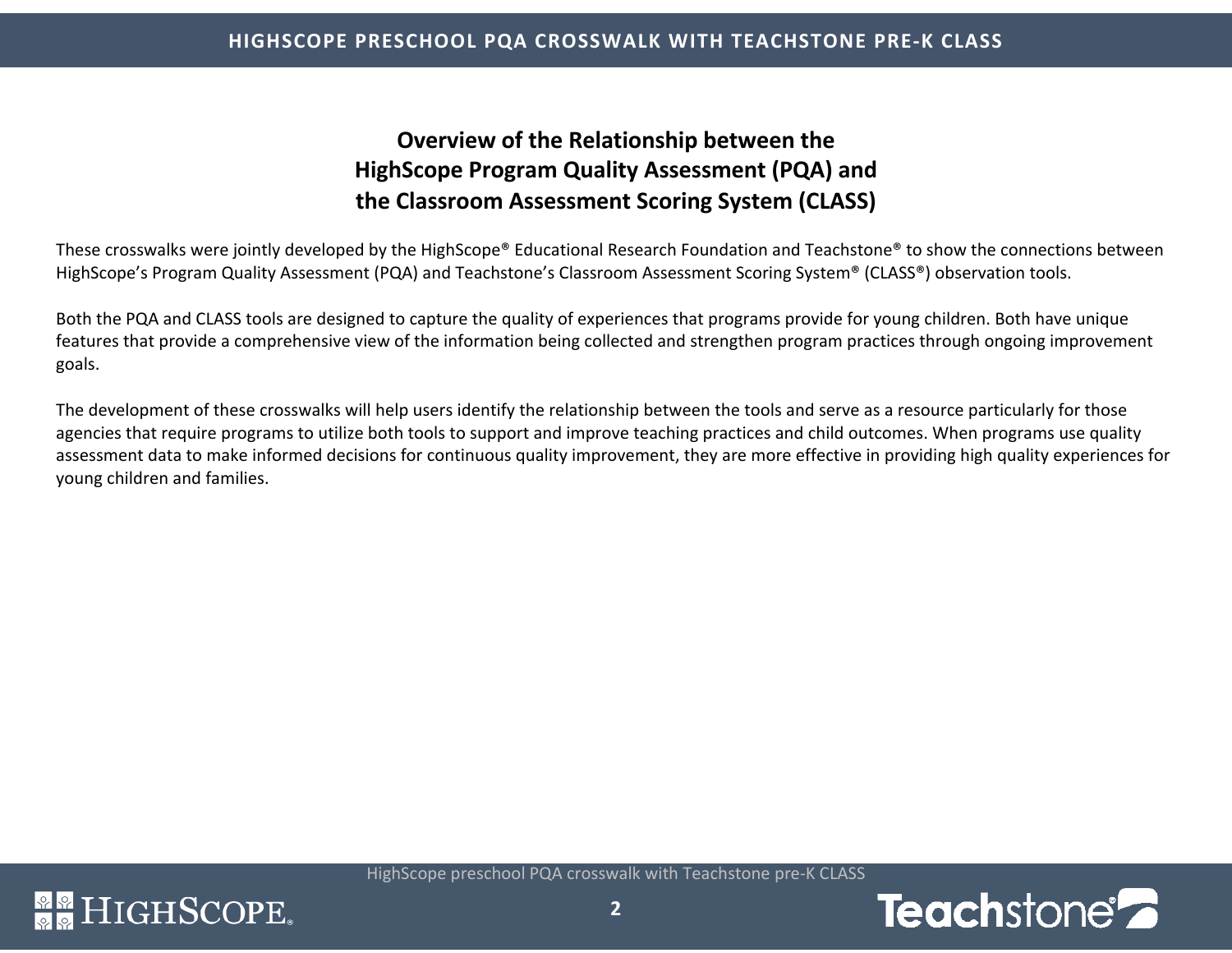# Overview of the Relationship between the HighScope Program Quality Assessment (PQA) and the Classroom Assessment Scoring System (CLASS)

These crosswalks were jointly developed by the HighScope® Educational Research Foundation and Teachstone® to show the connections between HighScope's Program Quality Assessment (PQA) and Teachstone's Classroom Assessment Scoring System® (CLASS®) observation tools.

Both the PQA and CLASS tools are designed to capture the quality of experiences that programs provide for young children. Both have unique features that provide a comprehensive view of the information being collected and strengthen program practices through ongoing improvement goals.

The development of these crosswalks will help users identify the relationship between the tools and serve as a resource particularly for those agencies that require programs to utilize both tools to support and improve teaching practices and child outcomes. When programs use quality assessment data to make informed decisions for continuous quality improvement, they are more effective in providing high quality experiences for young children and families.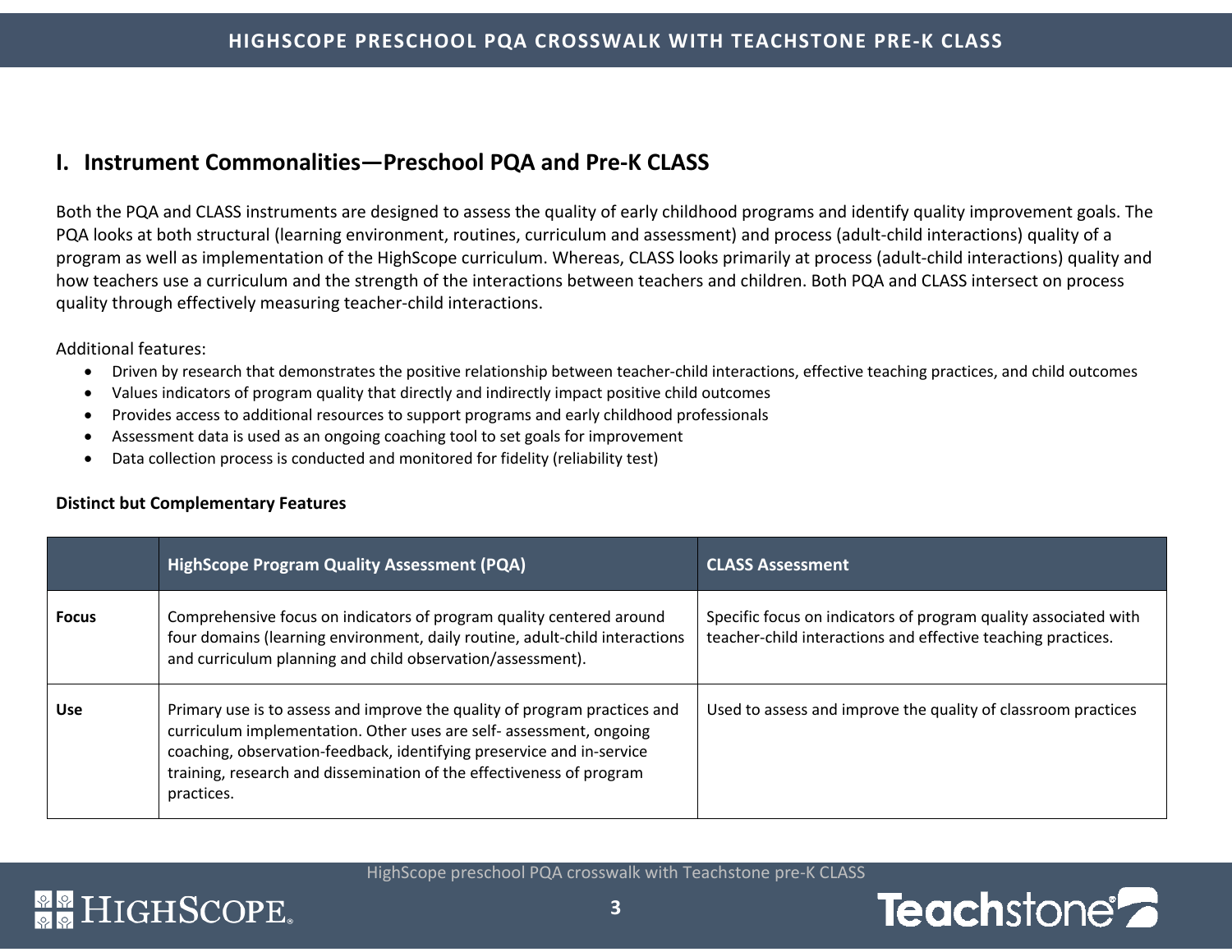## I. Instrument Commonalities—Preschool PQA and Pre-K CLASS

Both the PQA and CLASS instruments are designed to assess the quality of early childhood programs and identify quality improvement goals. The PQA looks at both structural (learning environment, routines, curriculum and assessment) and process (adult-child interactions) quality of a program as well as implementation of the HighScope curriculum. Whereas, CLASS looks primarily at process (adult-child interactions) quality and how teachers use a curriculum and the strength of the interactions between teachers and children. Both PQA and CLASS intersect on process quality through effectively measuring teacher-child interactions.

Additional features:

- Driven by research that demonstrates the positive relationship between teacher-child interactions, effective teaching practices, and child outcomes
- Values indicators of program quality that directly and indirectly impact positive child outcomes
- Provides access to additional resources to support programs and early childhood professionals
- Assessment data is used as an ongoing coaching tool to set goals for improvement
- Data collection process is conducted and monitored for fidelity (reliability test)

**Distinct but Complementary Features**

| | HighScope Program Quality Assessment (PQA) | CLASS Assessment |
|---|---|---|
| **Focus** | Comprehensive focus on indicators of program quality centered around four domains (learning environment, daily routine, adult-child interactions and curriculum planning and child observation/assessment). | Specific focus on indicators of program quality associated with teacher-child interactions and effective teaching practices. |
| **Use** | Primary use is to assess and improve the quality of program practices and curriculum implementation. Other uses are self- assessment, ongoing coaching, observation-feedback, identifying preservice and in-service training, research and dissemination of the effectiveness of program practices. | Used to assess and improve the quality of classroom practices |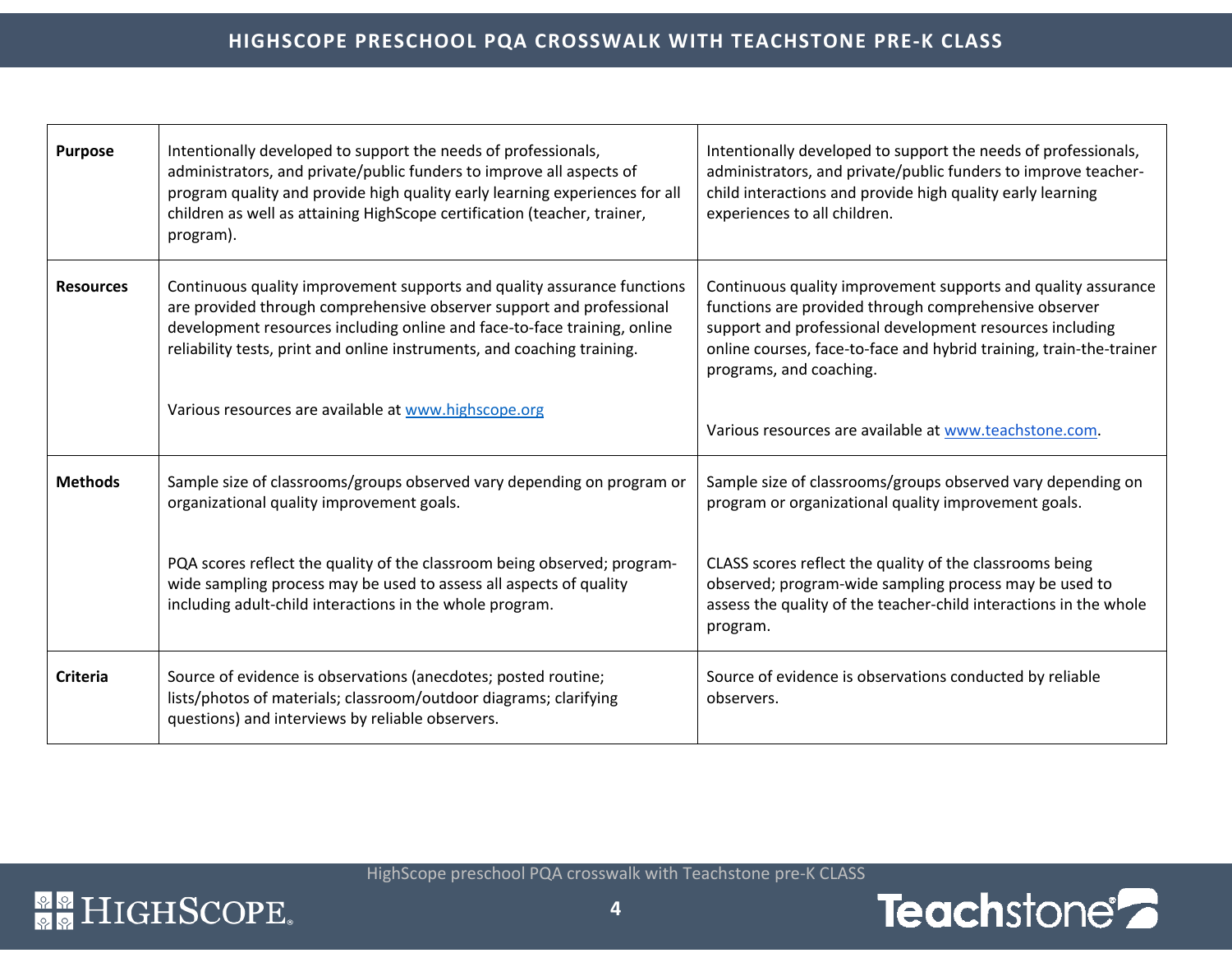| | | |
|---|---|---|
| **Purpose** | Intentionally developed to support the needs of professionals, administrators, and private/public funders to improve all aspects of program quality and provide high quality early learning experiences for all children as well as attaining HighScope certification (teacher, trainer, program). | Intentionally developed to support the needs of professionals, administrators, and private/public funders to improve teacher-child interactions and provide high quality early learning experiences to all children. |
| **Resources** | Continuous quality improvement supports and quality assurance functions are provided through comprehensive observer support and professional development resources including online and face-to-face training, online reliability tests, print and online instruments, and coaching training.<br><br>Various resources are available at www.highscope.org | Continuous quality improvement supports and quality assurance functions are provided through comprehensive observer support and professional development resources including online courses, face-to-face and hybrid training, train-the-trainer programs, and coaching.<br><br>Various resources are available at www.teachstone.com. |
| **Methods** | Sample size of classrooms/groups observed vary depending on program or organizational quality improvement goals.<br><br>PQA scores reflect the quality of the classroom being observed; program-wide sampling process may be used to assess all aspects of quality including adult-child interactions in the whole program. | Sample size of classrooms/groups observed vary depending on program or organizational quality improvement goals.<br><br>CLASS scores reflect the quality of the classrooms being observed; program-wide sampling process may be used to assess the quality of the teacher-child interactions in the whole program. |
| **Criteria** | Source of evidence is observations (anecdotes; posted routine; lists/photos of materials; classroom/outdoor diagrams; clarifying questions) and interviews by reliable observers. | Source of evidence is observations conducted by reliable observers. |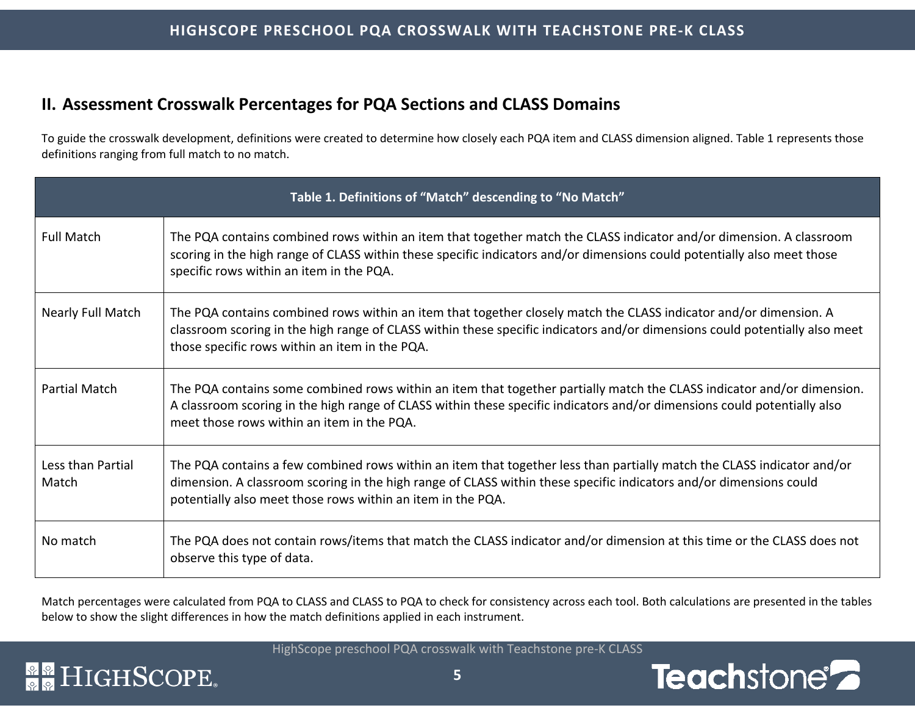## II. Assessment Crosswalk Percentages for PQA Sections and CLASS Domains

To guide the crosswalk development, definitions were created to determine how closely each PQA item and CLASS dimension aligned. Table 1 represents those definitions ranging from full match to no match.

| Table 1. Definitions of "Match" descending to "No Match" | |
|---|---|
| Full Match | The PQA contains combined rows within an item that together match the CLASS indicator and/or dimension. A classroom scoring in the high range of CLASS within these specific indicators and/or dimensions could potentially also meet those specific rows within an item in the PQA. |
| Nearly Full Match | The PQA contains combined rows within an item that together closely match the CLASS indicator and/or dimension. A classroom scoring in the high range of CLASS within these specific indicators and/or dimensions could potentially also meet those specific rows within an item in the PQA. |
| Partial Match | The PQA contains some combined rows within an item that together partially match the CLASS indicator and/or dimension. A classroom scoring in the high range of CLASS within these specific indicators and/or dimensions could potentially also meet those rows within an item in the PQA. |
| Less than Partial Match | The PQA contains a few combined rows within an item that together less than partially match the CLASS indicator and/or dimension. A classroom scoring in the high range of CLASS within these specific indicators and/or dimensions could potentially also meet those rows within an item in the PQA. |
| No match | The PQA does not contain rows/items that match the CLASS indicator and/or dimension at this time or the CLASS does not observe this type of data. |

Match percentages were calculated from PQA to CLASS and CLASS to PQA to check for consistency across each tool. Both calculations are presented in the tables below to show the slight differences in how the match definitions applied in each instrument.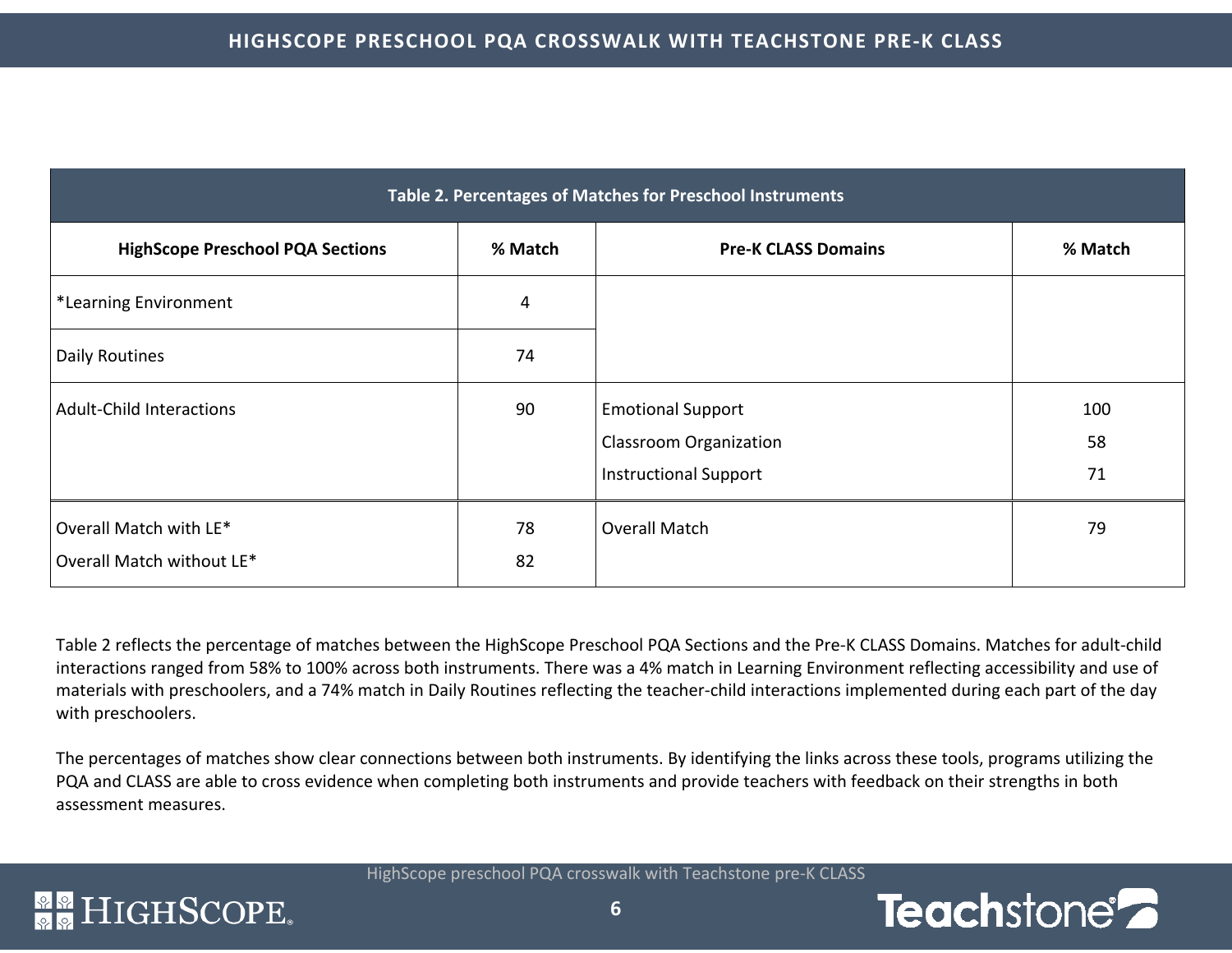| Table 2. Percentages of Matches for Preschool Instruments | | | |
|---|---|---|---|
| **HighScope Preschool PQA Sections** | **% Match** | **Pre-K CLASS Domains** | **% Match** |
| *Learning Environment | 4 | | |
| Daily Routines | 74 | | |
| Adult-Child Interactions | 90 | Emotional Support | 100 |
| | | Classroom Organization | 58 |
| | | Instructional Support | 71 |
| Overall Match with LE* | 78 | Overall Match | 79 |
| Overall Match without LE* | 82 | | |

Table 2 reflects the percentage of matches between the HighScope Preschool PQA Sections and the Pre-K CLASS Domains. Matches for adult-child interactions ranged from 58% to 100% across both instruments. There was a 4% match in Learning Environment reflecting accessibility and use of materials with preschoolers, and a 74% match in Daily Routines reflecting the teacher-child interactions implemented during each part of the day with preschoolers.

The percentages of matches show clear connections between both instruments. By identifying the links across these tools, programs utilizing the PQA and CLASS are able to cross evidence when completing both instruments and provide teachers with feedback on their strengths in both assessment measures.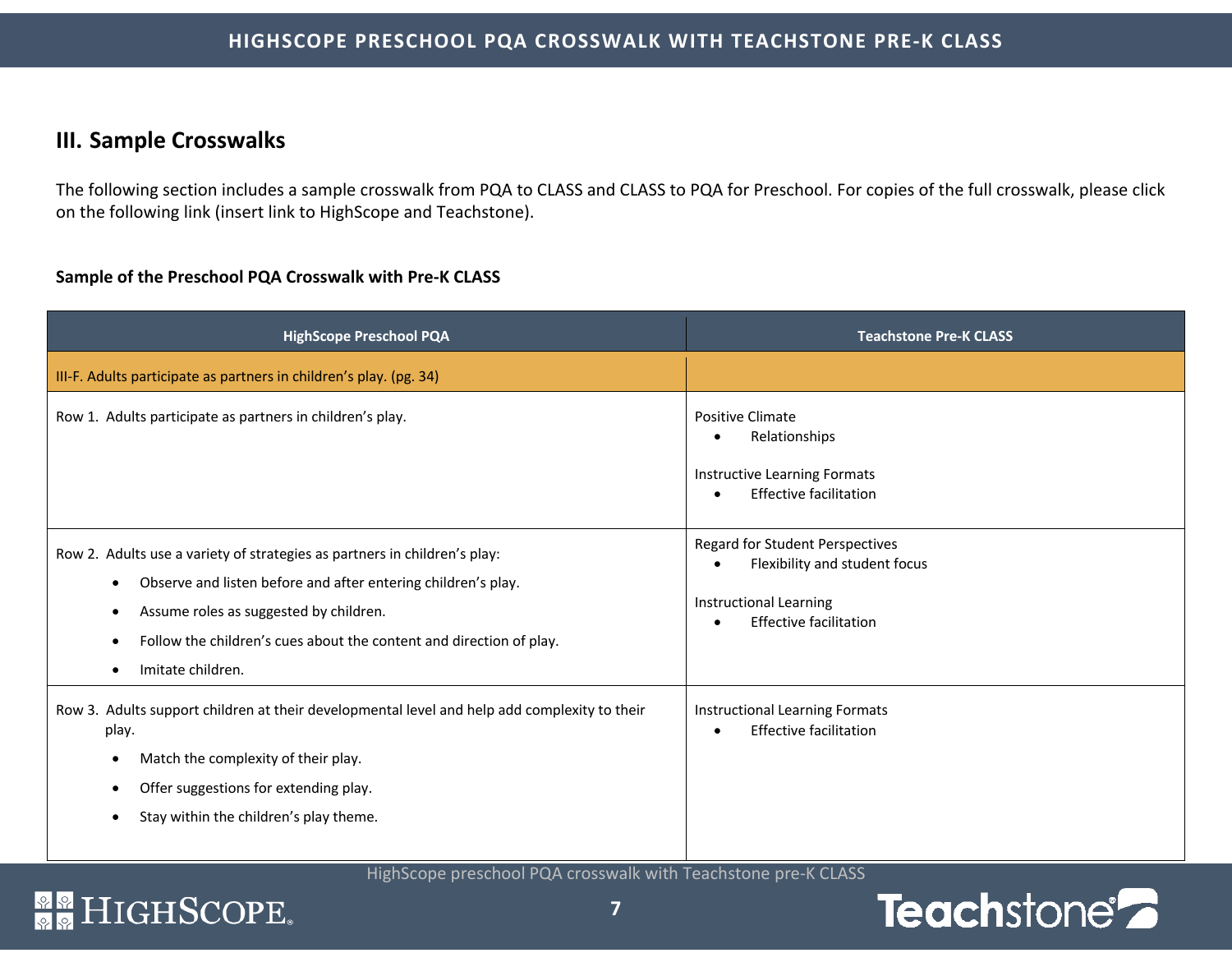## III. Sample Crosswalks

The following section includes a sample crosswalk from PQA to CLASS and CLASS to PQA for Preschool. For copies of the full crosswalk, please click on the following link (insert link to HighScope and Teachstone).

### Sample of the Preschool PQA Crosswalk with Pre-K CLASS

| HighScope Preschool PQA | Teachstone Pre-K CLASS |
|---|---|
| III-F. Adults participate as partners in children's play. (pg. 34) | |
| Row 1. Adults participate as partners in children's play. | Positive Climate<br>• Relationships<br><br>Instructive Learning Formats<br>• Effective facilitation |
| Row 2. Adults use a variety of strategies as partners in children's play:<br>• Observe and listen before and after entering children's play.<br>• Assume roles as suggested by children.<br>• Follow the children's cues about the content and direction of play.<br>• Imitate children. | Regard for Student Perspectives<br>• Flexibility and student focus<br><br>Instructional Learning<br>• Effective facilitation |
| Row 3. Adults support children at their developmental level and help add complexity to their play.<br>• Match the complexity of their play.<br>• Offer suggestions for extending play.<br>• Stay within the children's play theme. | Instructional Learning Formats<br>• Effective facilitation |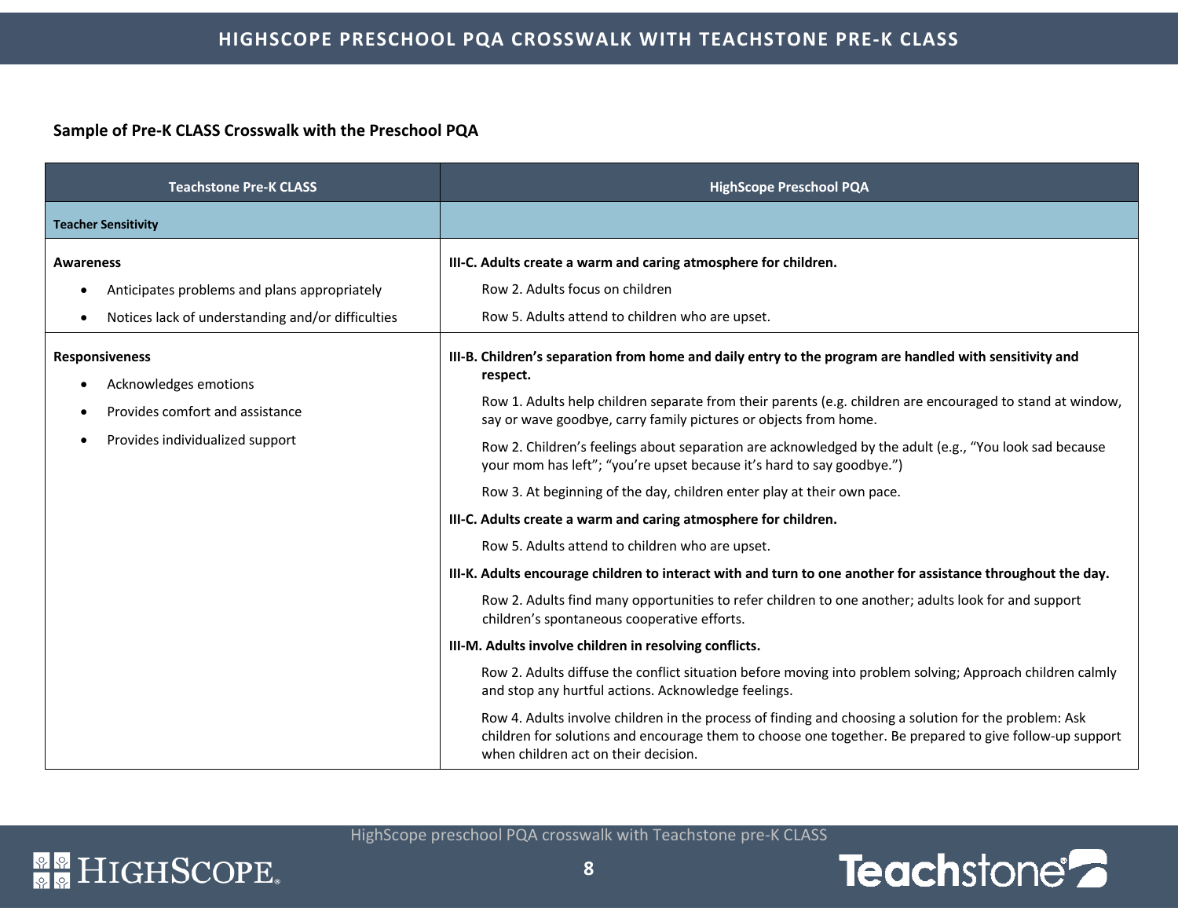### Sample of Pre-K CLASS Crosswalk with the Preschool PQA

| Teachstone Pre-K CLASS | HighScope Preschool PQA |
|---|---|
| **Teacher Sensitivity** | |
| **Awareness**<br>• Anticipates problems and plans appropriately<br>• Notices lack of understanding and/or difficulties | **III-C. Adults create a warm and caring atmosphere for children.**<br>Row 2. Adults focus on children<br>Row 5. Adults attend to children who are upset. |
| **Responsiveness**<br>• Acknowledges emotions<br>• Provides comfort and assistance<br>• Provides individualized support | **III-B. Children's separation from home and daily entry to the program are handled with sensitivity and respect.**<br>Row 1. Adults help children separate from their parents (e.g. children are encouraged to stand at window, say or wave goodbye, carry family pictures or objects from home.<br>Row 2. Children's feelings about separation are acknowledged by the adult (e.g., "You look sad because your mom has left"; "you're upset because it's hard to say goodbye.")<br>Row 3. At beginning of the day, children enter play at their own pace.<br>**III-C. Adults create a warm and caring atmosphere for children.**<br>Row 5. Adults attend to children who are upset.<br>**III-K. Adults encourage children to interact with and turn to one another for assistance throughout the day.**<br>Row 2. Adults find many opportunities to refer children to one another; adults look for and support children's spontaneous cooperative efforts.<br>**III-M. Adults involve children in resolving conflicts.**<br>Row 2. Adults diffuse the conflict situation before moving into problem solving; Approach children calmly and stop any hurtful actions. Acknowledge feelings.<br>Row 4. Adults involve children in the process of finding and choosing a solution for the problem: Ask children for solutions and encourage them to choose one together. Be prepared to give follow-up support when children act on their decision. |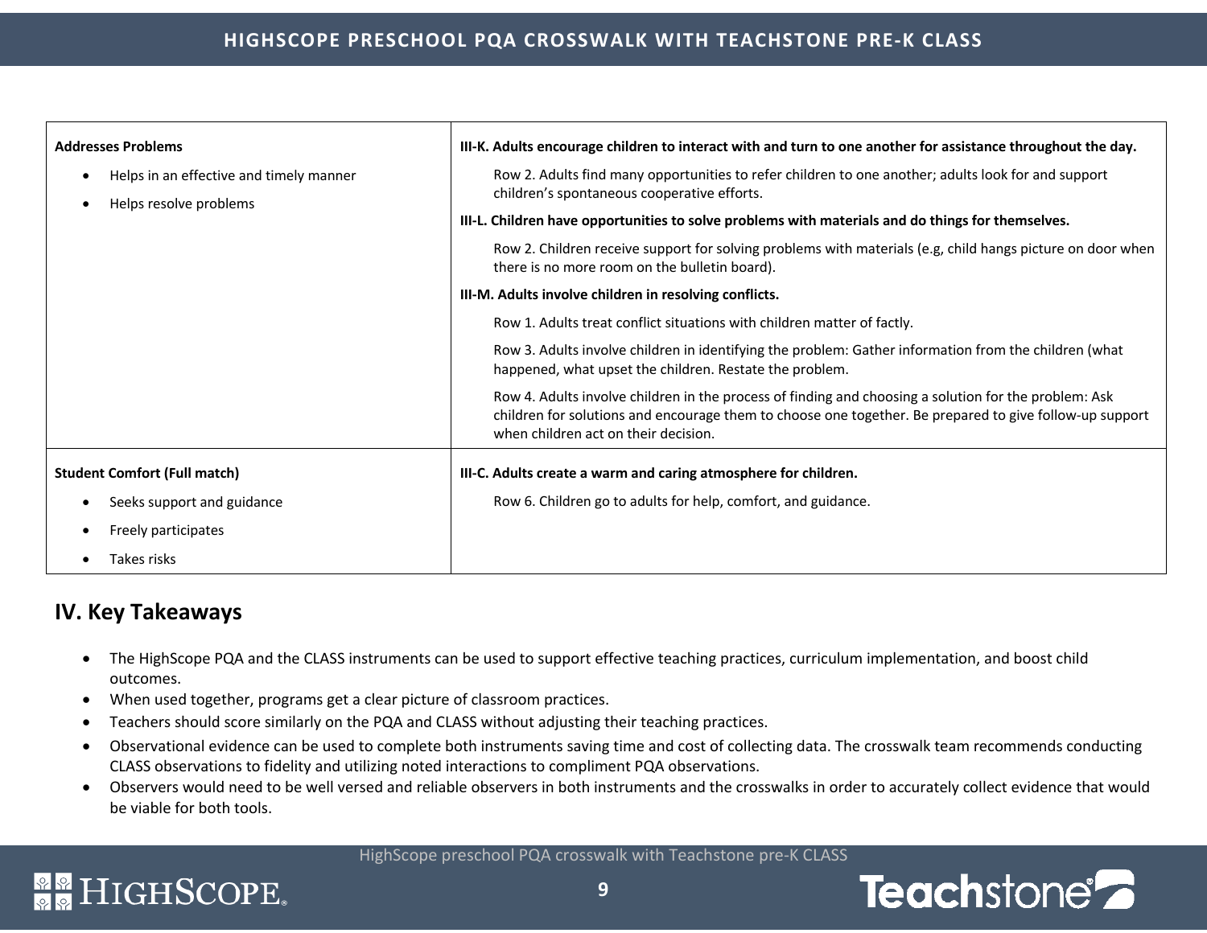| | |
|---|---|
| **Addresses Problems**<br>• Helps in an effective and timely manner<br>• Helps resolve problems | **III-K. Adults encourage children to interact with and turn to one another for assistance throughout the day.**<br>Row 2. Adults find many opportunities to refer children to one another; adults look for and support children's spontaneous cooperative efforts.<br>**III-L. Children have opportunities to solve problems with materials and do things for themselves.**<br>Row 2. Children receive support for solving problems with materials (e.g, child hangs picture on door when there is no more room on the bulletin board).<br>**III-M. Adults involve children in resolving conflicts.**<br>Row 1. Adults treat conflict situations with children matter of factly.<br>Row 3. Adults involve children in identifying the problem: Gather information from the children (what happened, what upset the children. Restate the problem.<br>Row 4. Adults involve children in the process of finding and choosing a solution for the problem: Ask children for solutions and encourage them to choose one together. Be prepared to give follow-up support when children act on their decision. |
| **Student Comfort (Full match)**<br>• Seeks support and guidance<br>• Freely participates<br>• Takes risks | **III-C. Adults create a warm and caring atmosphere for children.**<br>Row 6. Children go to adults for help, comfort, and guidance. |

## IV. Key Takeaways

- The HighScope PQA and the CLASS instruments can be used to support effective teaching practices, curriculum implementation, and boost child outcomes.
- When used together, programs get a clear picture of classroom practices.
- Teachers should score similarly on the PQA and CLASS without adjusting their teaching practices.
- Observational evidence can be used to complete both instruments saving time and cost of collecting data. The crosswalk team recommends conducting CLASS observations to fidelity and utilizing noted interactions to compliment PQA observations.
- Observers would need to be well versed and reliable observers in both instruments and the crosswalks in order to accurately collect evidence that would be viable for both tools.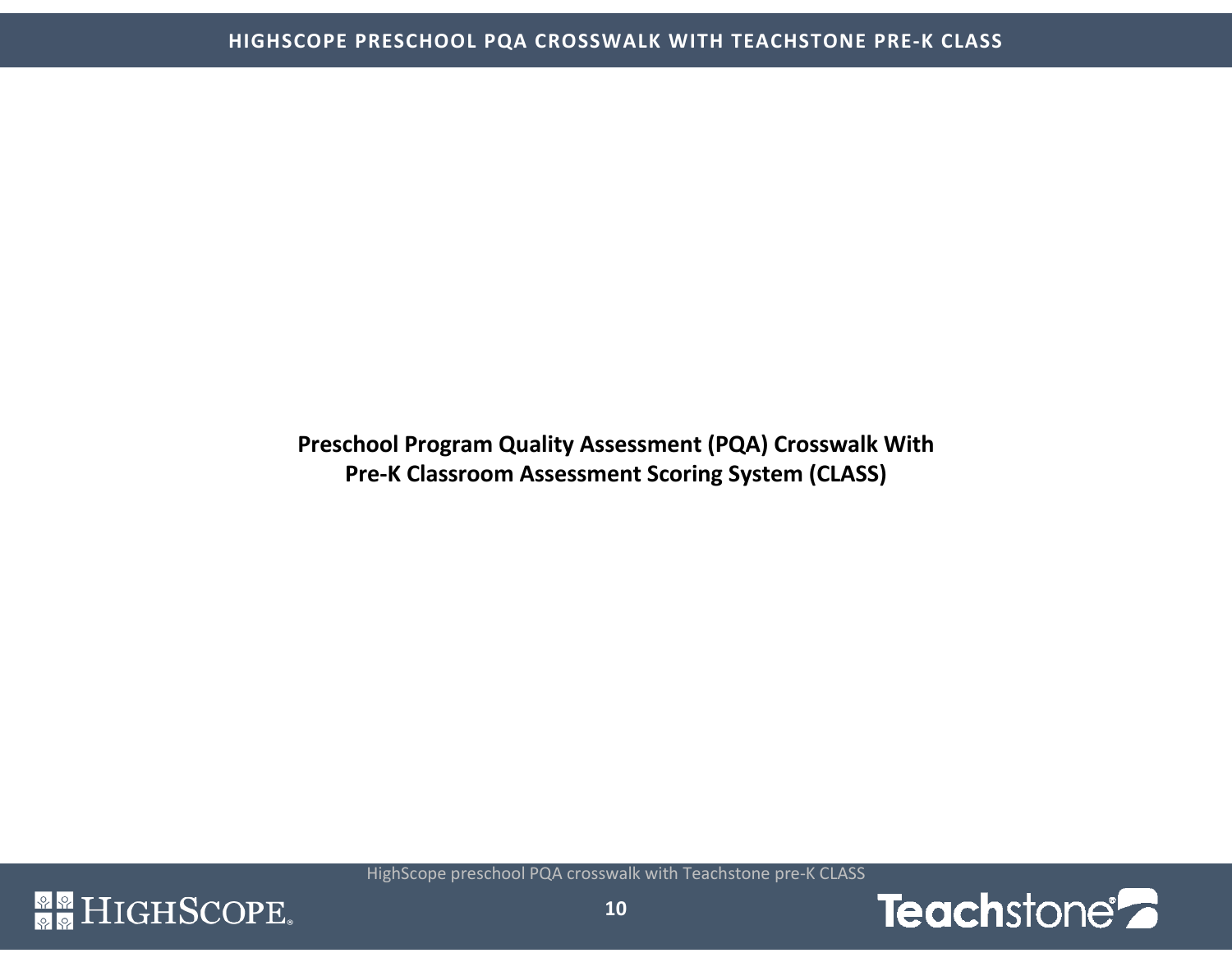# Preschool Program Quality Assessment (PQA) Crosswalk With Pre-K Classroom Assessment Scoring System (CLASS)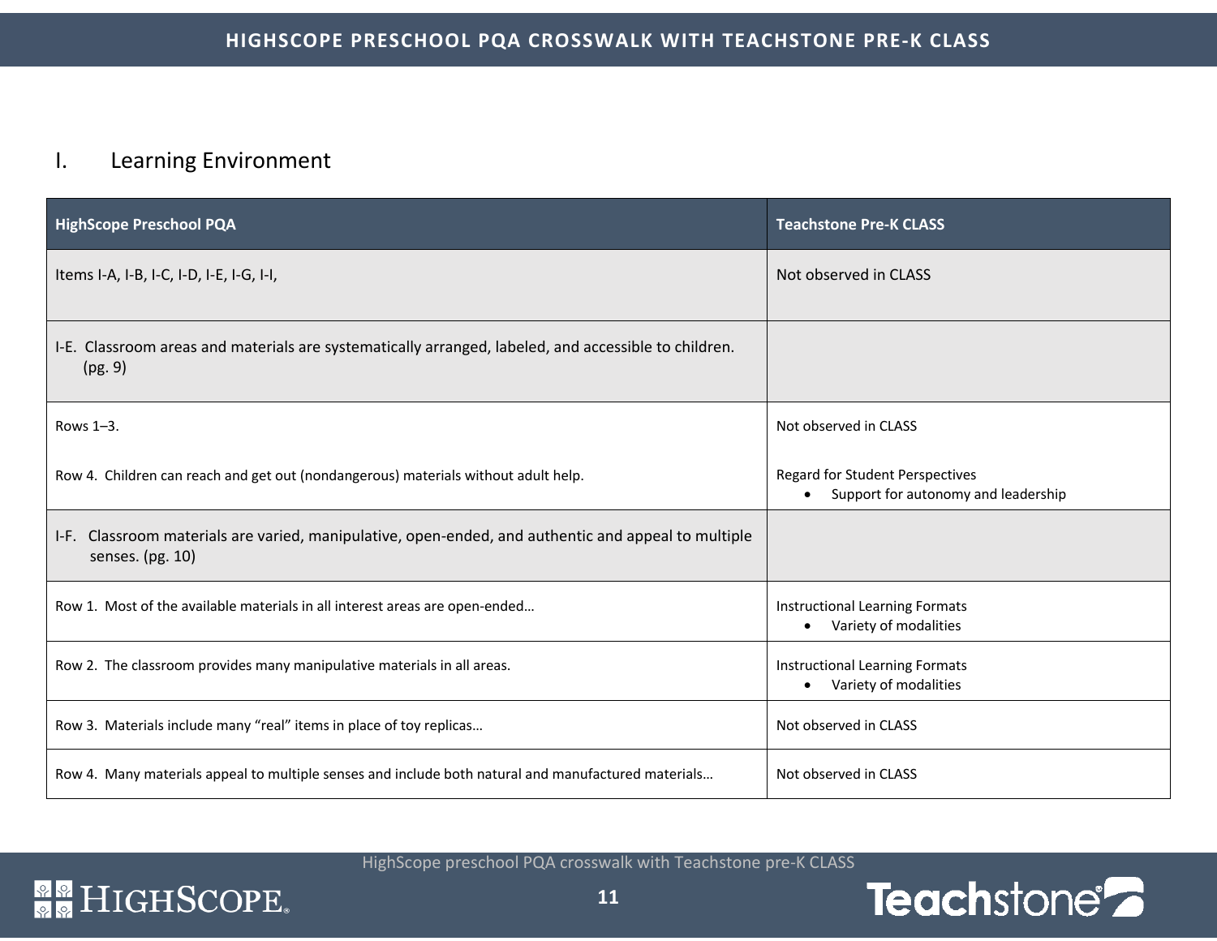## I. Learning Environment

| HighScope Preschool PQA | Teachstone Pre-K CLASS |
| --- | --- |
| Items I-A, I-B, I-C, I-D, I-E, I-G, I-I, | Not observed in CLASS |
| I-E. Classroom areas and materials are systematically arranged, labeled, and accessible to children. (pg. 9) | |
| Rows 1–3.<br><br>Row 4. Children can reach and get out (nondangerous) materials without adult help. | Not observed in CLASS<br><br>Regard for Student Perspectives<br>• Support for autonomy and leadership |
| I-F. Classroom materials are varied, manipulative, open-ended, and authentic and appeal to multiple senses. (pg. 10) | |
| Row 1. Most of the available materials in all interest areas are open-ended… | Instructional Learning Formats<br>• Variety of modalities |
| Row 2. The classroom provides many manipulative materials in all areas. | Instructional Learning Formats<br>• Variety of modalities |
| Row 3. Materials include many "real" items in place of toy replicas… | Not observed in CLASS |
| Row 4. Many materials appeal to multiple senses and include both natural and manufactured materials… | Not observed in CLASS |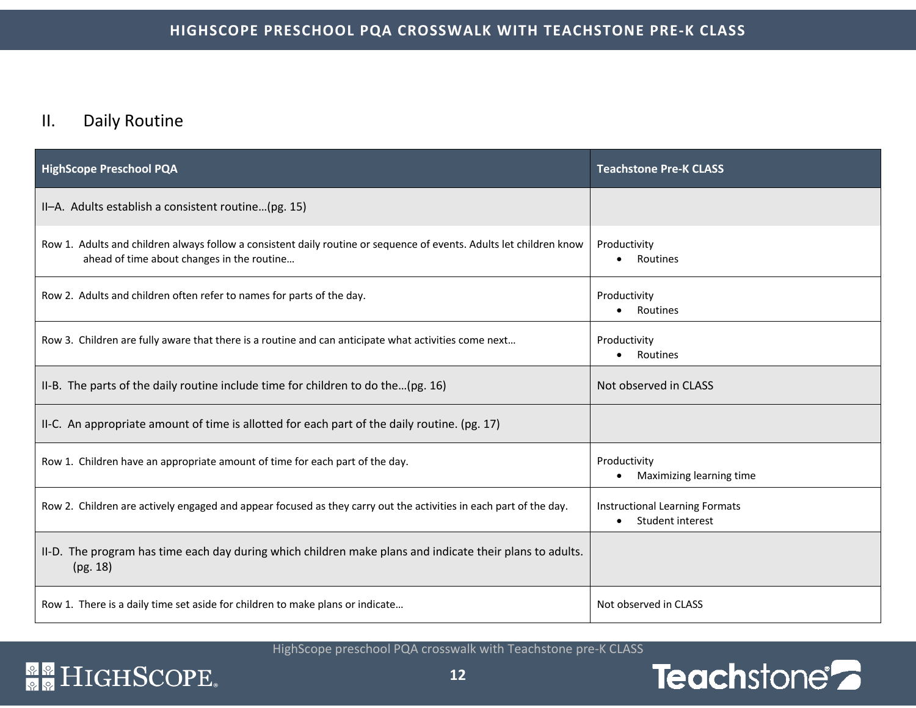## II. Daily Routine

| HighScope Preschool PQA | Teachstone Pre-K CLASS |
|---|---|
| II–A. Adults establish a consistent routine…(pg. 15) | |
| Row 1. Adults and children always follow a consistent daily routine or sequence of events. Adults let children know ahead of time about changes in the routine… | Productivity<br>• Routines |
| Row 2. Adults and children often refer to names for parts of the day. | Productivity<br>• Routines |
| Row 3. Children are fully aware that there is a routine and can anticipate what activities come next… | Productivity<br>• Routines |
| II-B. The parts of the daily routine include time for children to do the…(pg. 16) | Not observed in CLASS |
| II-C. An appropriate amount of time is allotted for each part of the daily routine. (pg. 17) | |
| Row 1. Children have an appropriate amount of time for each part of the day. | Productivity<br>• Maximizing learning time |
| Row 2. Children are actively engaged and appear focused as they carry out the activities in each part of the day. | Instructional Learning Formats<br>• Student interest |
| II-D. The program has time each day during which children make plans and indicate their plans to adults. (pg. 18) | |
| Row 1. There is a daily time set aside for children to make plans or indicate… | Not observed in CLASS |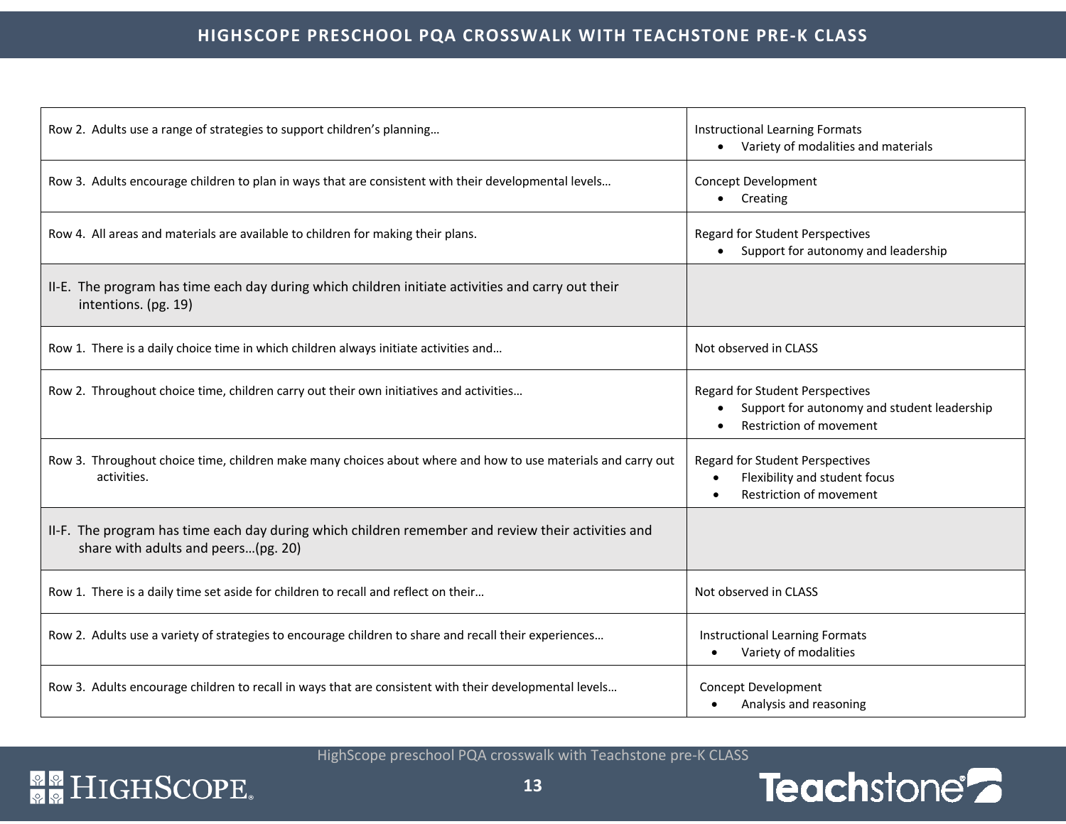| | |
|---|---|
| Row 2. Adults use a range of strategies to support children's planning… | Instructional Learning Formats<br>• Variety of modalities and materials |
| Row 3. Adults encourage children to plan in ways that are consistent with their developmental levels… | Concept Development<br>• Creating |
| Row 4. All areas and materials are available to children for making their plans. | Regard for Student Perspectives<br>• Support for autonomy and leadership |
| II-E. The program has time each day during which children initiate activities and carry out their intentions. (pg. 19) | |
| Row 1. There is a daily choice time in which children always initiate activities and… | Not observed in CLASS |
| Row 2. Throughout choice time, children carry out their own initiatives and activities… | Regard for Student Perspectives<br>• Support for autonomy and student leadership<br>• Restriction of movement |
| Row 3. Throughout choice time, children make many choices about where and how to use materials and carry out activities. | Regard for Student Perspectives<br>• Flexibility and student focus<br>• Restriction of movement |
| II-F. The program has time each day during which children remember and review their activities and share with adults and peers…(pg. 20) | |
| Row 1. There is a daily time set aside for children to recall and reflect on their… | Not observed in CLASS |
| Row 2. Adults use a variety of strategies to encourage children to share and recall their experiences… | Instructional Learning Formats<br>• Variety of modalities |
| Row 3. Adults encourage children to recall in ways that are consistent with their developmental levels… | Concept Development<br>• Analysis and reasoning |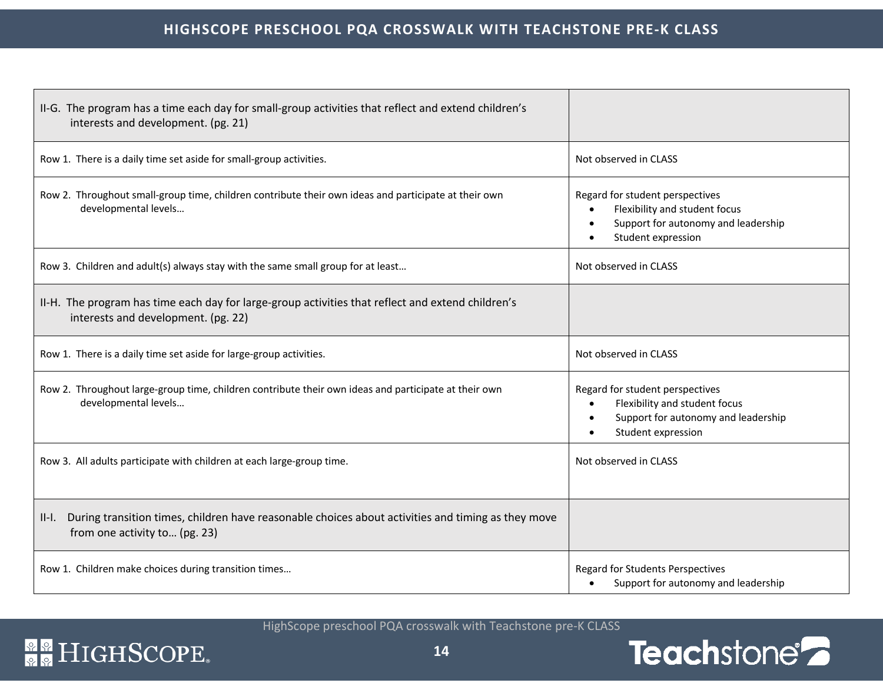| | |
|---|---|
| II-G. The program has a time each day for small-group activities that reflect and extend children's interests and development. (pg. 21) | |
| Row 1. There is a daily time set aside for small-group activities. | Not observed in CLASS |
| Row 2. Throughout small-group time, children contribute their own ideas and participate at their own developmental levels… | Regard for student perspectives<br>• Flexibility and student focus<br>• Support for autonomy and leadership<br>• Student expression |
| Row 3. Children and adult(s) always stay with the same small group for at least… | Not observed in CLASS |
| II-H. The program has time each day for large-group activities that reflect and extend children's interests and development. (pg. 22) | |
| Row 1. There is a daily time set aside for large-group activities. | Not observed in CLASS |
| Row 2. Throughout large-group time, children contribute their own ideas and participate at their own developmental levels… | Regard for student perspectives<br>• Flexibility and student focus<br>• Support for autonomy and leadership<br>• Student expression |
| Row 3. All adults participate with children at each large-group time. | Not observed in CLASS |
| II-I. During transition times, children have reasonable choices about activities and timing as they move from one activity to… (pg. 23) | |
| Row 1. Children make choices during transition times… | Regard for Students Perspectives<br>• Support for autonomy and leadership |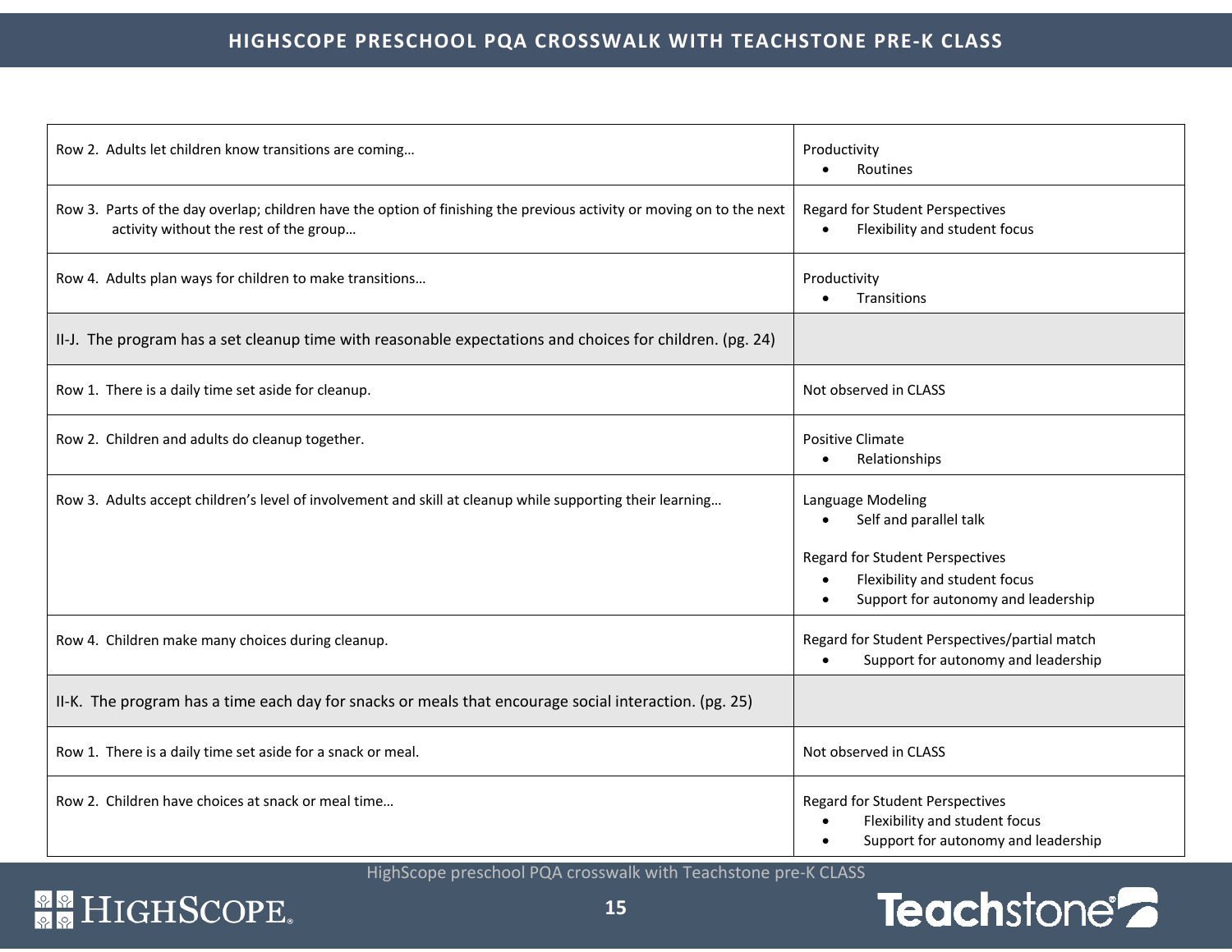| | |
|---|---|
| Row 2. Adults let children know transitions are coming… | Productivity<br>• Routines |
| Row 3. Parts of the day overlap; children have the option of finishing the previous activity or moving on to the next activity without the rest of the group… | Regard for Student Perspectives<br>• Flexibility and student focus |
| Row 4. Adults plan ways for children to make transitions… | Productivity<br>• Transitions |
| II-J. The program has a set cleanup time with reasonable expectations and choices for children. (pg. 24) | |
| Row 1. There is a daily time set aside for cleanup. | Not observed in CLASS |
| Row 2. Children and adults do cleanup together. | Positive Climate<br>• Relationships |
| Row 3. Adults accept children's level of involvement and skill at cleanup while supporting their learning… | Language Modeling<br>• Self and parallel talk<br><br>Regard for Student Perspectives<br>• Flexibility and student focus<br>• Support for autonomy and leadership |
| Row 4. Children make many choices during cleanup. | Regard for Student Perspectives/partial match<br>• Support for autonomy and leadership |
| II-K. The program has a time each day for snacks or meals that encourage social interaction. (pg. 25) | |
| Row 1. There is a daily time set aside for a snack or meal. | Not observed in CLASS |
| Row 2. Children have choices at snack or meal time… | Regard for Student Perspectives<br>• Flexibility and student focus<br>• Support for autonomy and leadership |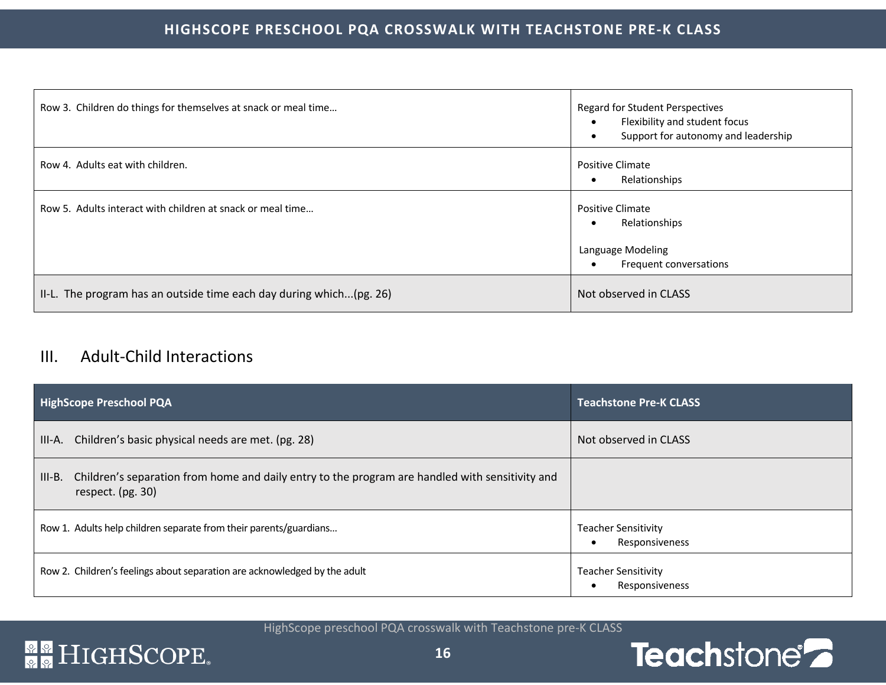| | |
|---|---|
| Row 3. Children do things for themselves at snack or meal time… | Regard for Student Perspectives<br>• Flexibility and student focus<br>• Support for autonomy and leadership |
| Row 4. Adults eat with children. | Positive Climate<br>• Relationships |
| Row 5. Adults interact with children at snack or meal time… | Positive Climate<br>• Relationships<br><br>Language Modeling<br>• Frequent conversations |
| II-L. The program has an outside time each day during which...(pg. 26) | Not observed in CLASS |

## III. Adult-Child Interactions

| HighScope Preschool PQA | Teachstone Pre-K CLASS |
|---|---|
| III-A. Children's basic physical needs are met. (pg. 28) | Not observed in CLASS |
| III-B. Children's separation from home and daily entry to the program are handled with sensitivity and respect. (pg. 30) | |
| Row 1. Adults help children separate from their parents/guardians… | Teacher Sensitivity<br>• Responsiveness |
| Row 2. Children's feelings about separation are acknowledged by the adult | Teacher Sensitivity<br>• Responsiveness |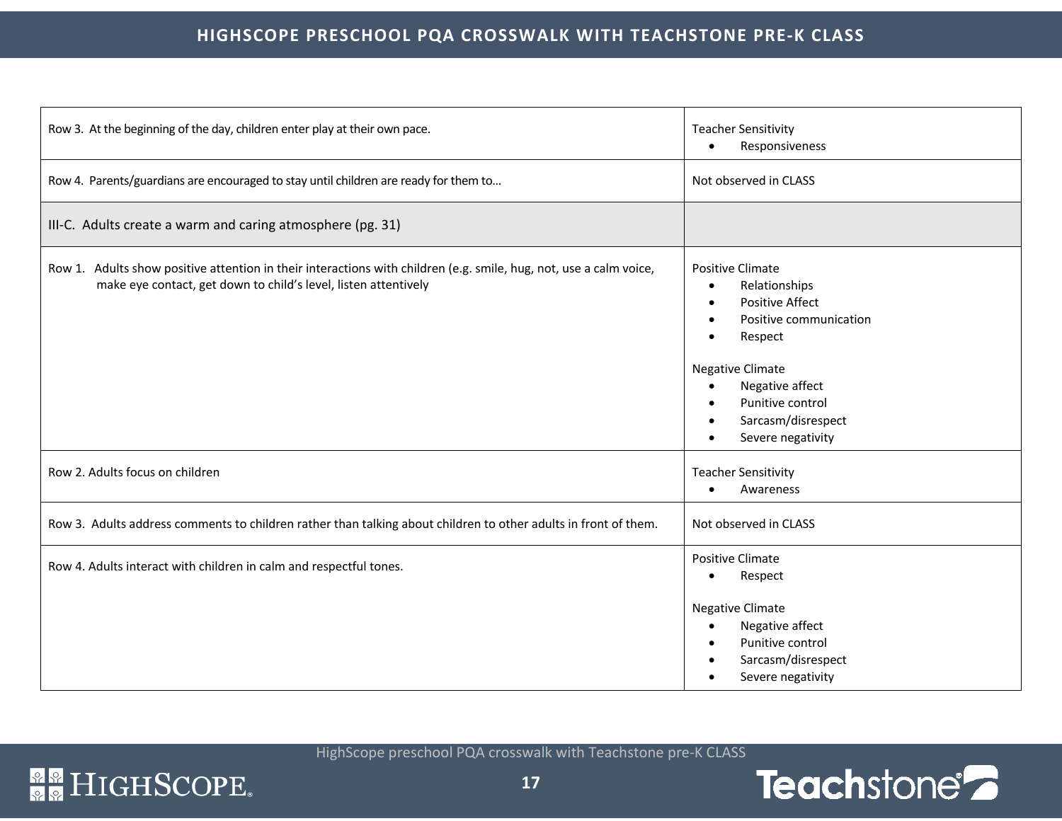| | |
|---|---|
| Row 3. At the beginning of the day, children enter play at their own pace. | Teacher Sensitivity<br>• Responsiveness |
| Row 4. Parents/guardians are encouraged to stay until children are ready for them to… | Not observed in CLASS |
| III-C. Adults create a warm and caring atmosphere (pg. 31) | |
| Row 1. Adults show positive attention in their interactions with children (e.g. smile, hug, not, use a calm voice, make eye contact, get down to child's level, listen attentively | Positive Climate<br>• Relationships<br>• Positive Affect<br>• Positive communication<br>• Respect<br><br>Negative Climate<br>• Negative affect<br>• Punitive control<br>• Sarcasm/disrespect<br>• Severe negativity |
| Row 2. Adults focus on children | Teacher Sensitivity<br>• Awareness |
| Row 3. Adults address comments to children rather than talking about children to other adults in front of them. | Not observed in CLASS |
| Row 4. Adults interact with children in calm and respectful tones. | Positive Climate<br>• Respect<br><br>Negative Climate<br>• Negative affect<br>• Punitive control<br>• Sarcasm/disrespect<br>• Severe negativity |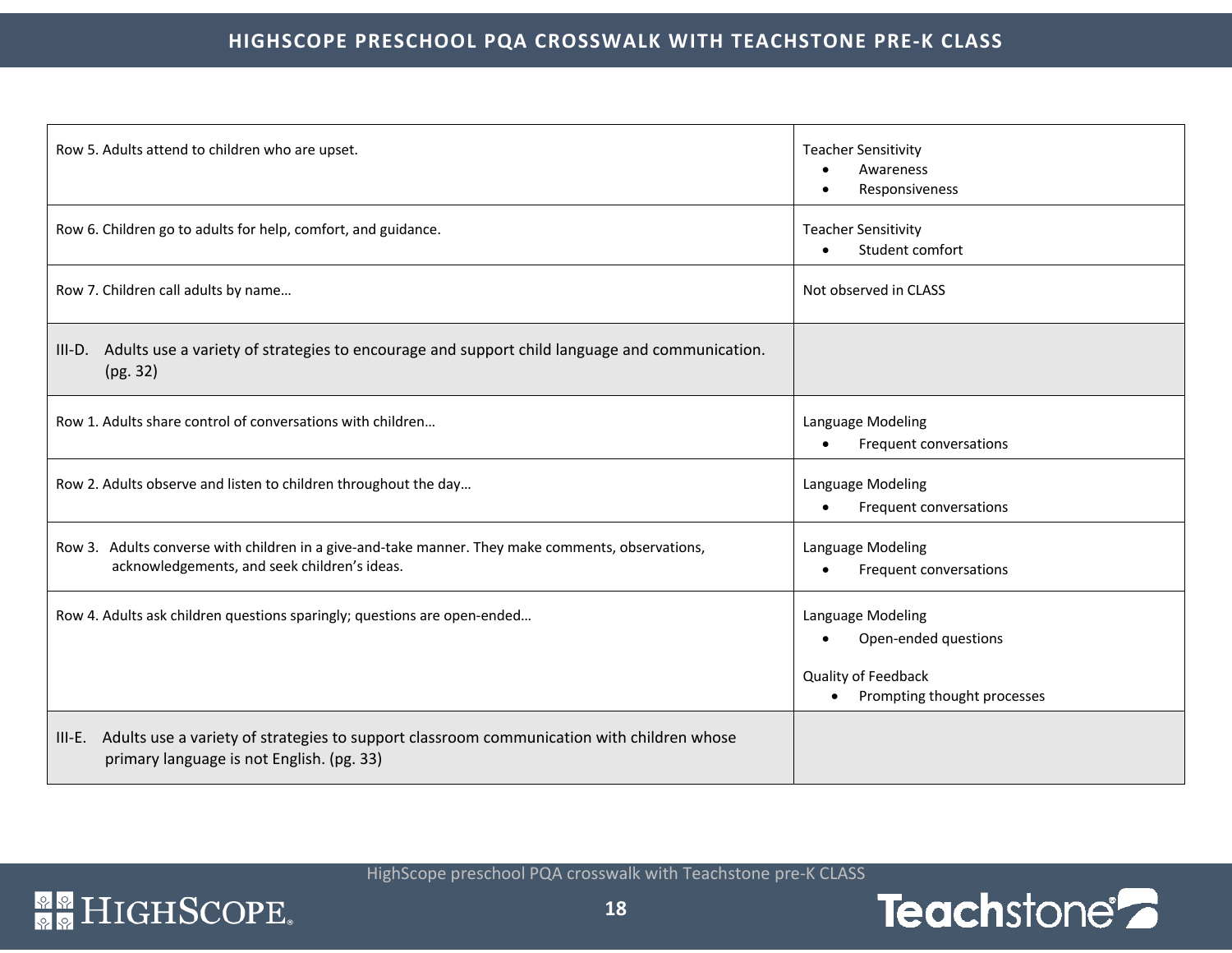| | |
|---|---|
| Row 5. Adults attend to children who are upset. | Teacher Sensitivity<br>• Awareness<br>• Responsiveness |
| Row 6. Children go to adults for help, comfort, and guidance. | Teacher Sensitivity<br>• Student comfort |
| Row 7. Children call adults by name… | Not observed in CLASS |
| III-D. Adults use a variety of strategies to encourage and support child language and communication. (pg. 32) | |
| Row 1. Adults share control of conversations with children… | Language Modeling<br>• Frequent conversations |
| Row 2. Adults observe and listen to children throughout the day… | Language Modeling<br>• Frequent conversations |
| Row 3. Adults converse with children in a give-and-take manner. They make comments, observations, acknowledgements, and seek children's ideas. | Language Modeling<br>• Frequent conversations |
| Row 4. Adults ask children questions sparingly; questions are open-ended… | Language Modeling<br>• Open-ended questions<br><br>Quality of Feedback<br>• Prompting thought processes |
| III-E. Adults use a variety of strategies to support classroom communication with children whose primary language is not English. (pg. 33) | |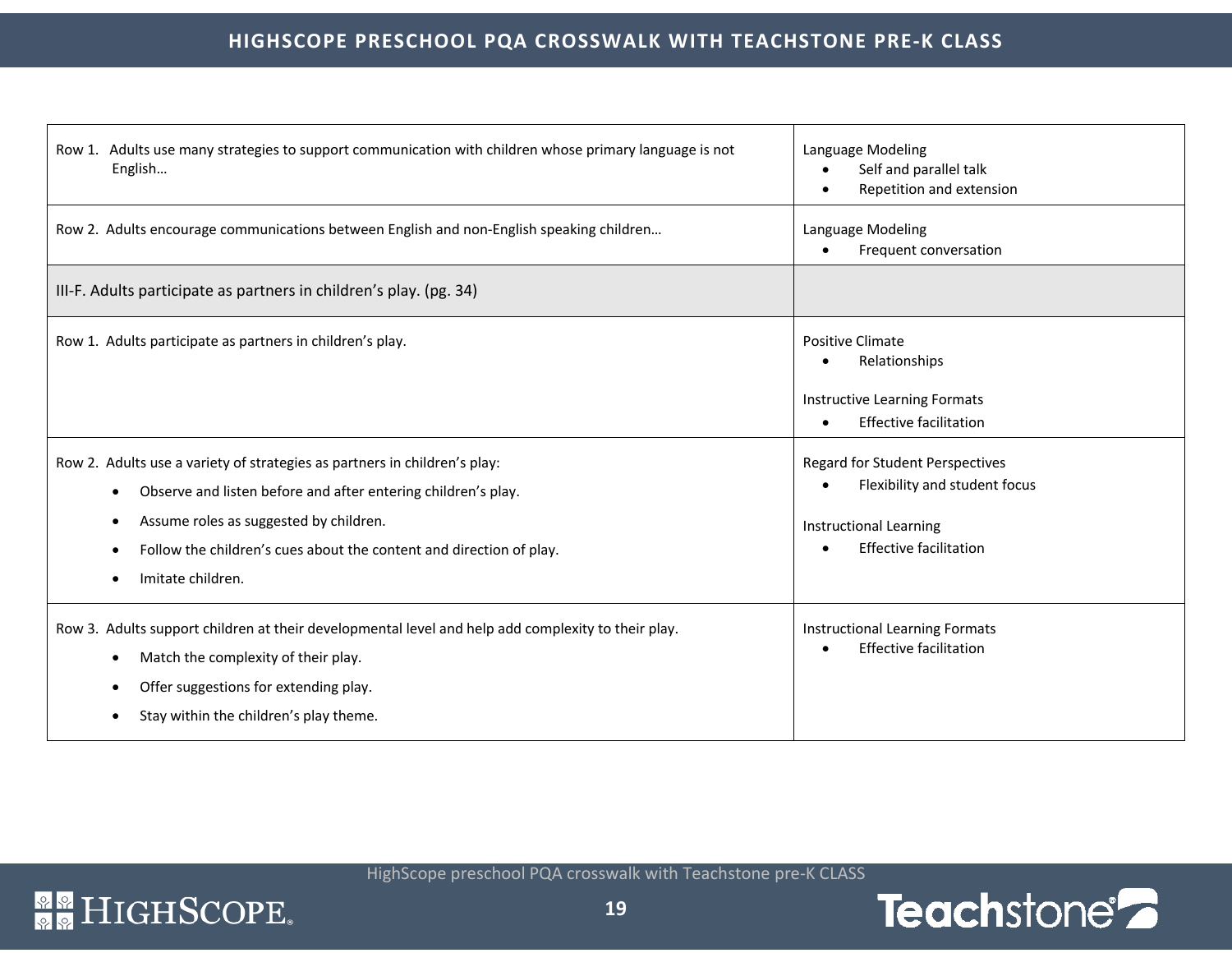| | |
|---|---|
| Row 1. Adults use many strategies to support communication with children whose primary language is not English… | Language Modeling<br>• Self and parallel talk<br>• Repetition and extension |
| Row 2. Adults encourage communications between English and non-English speaking children… | Language Modeling<br>• Frequent conversation |
| III-F. Adults participate as partners in children's play. (pg. 34) | |
| Row 1. Adults participate as partners in children's play. | Positive Climate<br>• Relationships<br><br>Instructive Learning Formats<br>• Effective facilitation |
| Row 2. Adults use a variety of strategies as partners in children's play:<br>• Observe and listen before and after entering children's play.<br>• Assume roles as suggested by children.<br>• Follow the children's cues about the content and direction of play.<br>• Imitate children. | Regard for Student Perspectives<br>• Flexibility and student focus<br><br>Instructional Learning<br>• Effective facilitation |
| Row 3. Adults support children at their developmental level and help add complexity to their play.<br>• Match the complexity of their play.<br>• Offer suggestions for extending play.<br>• Stay within the children's play theme. | Instructional Learning Formats<br>• Effective facilitation |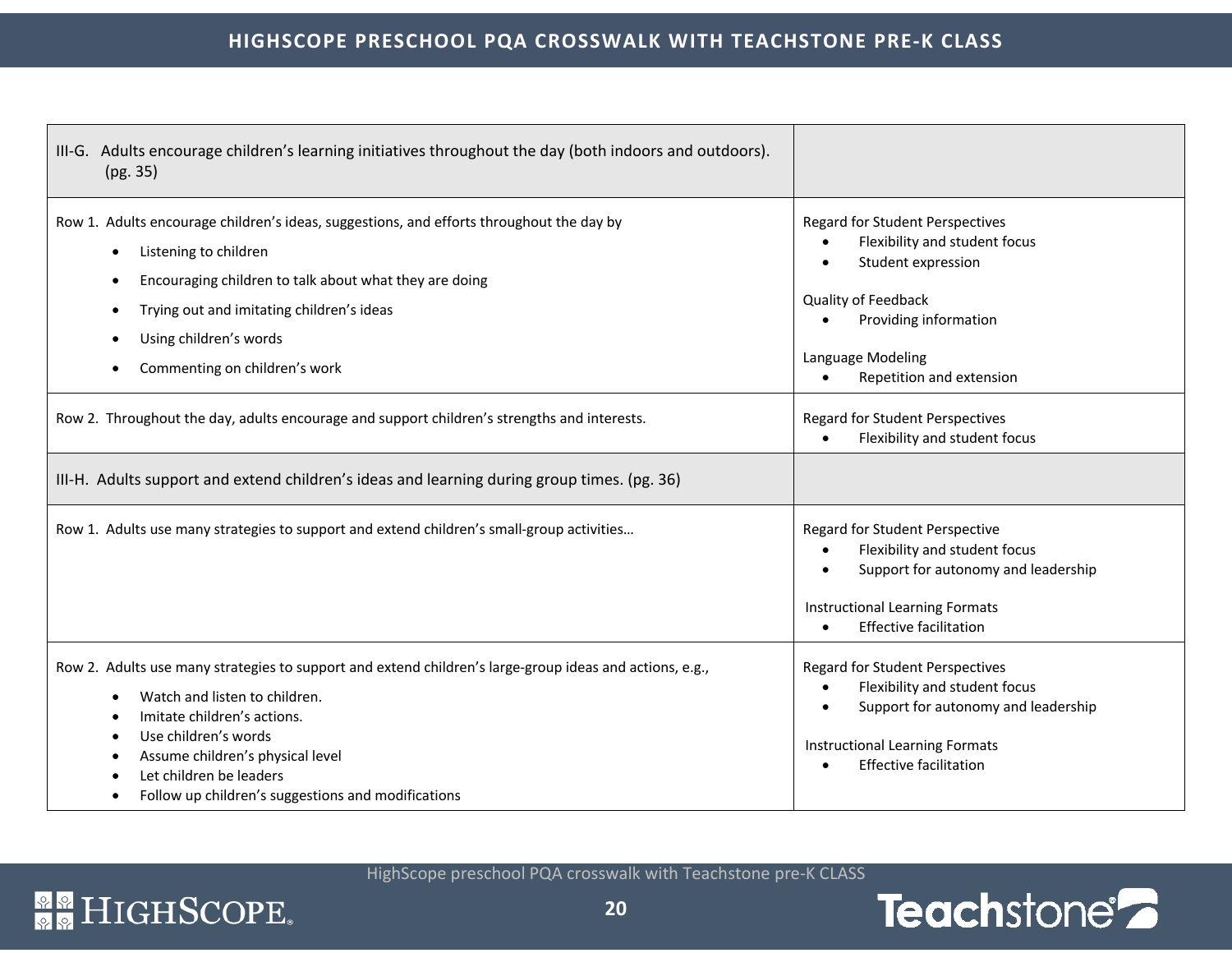| III-G. Adults encourage children's learning initiatives throughout the day (both indoors and outdoors). (pg. 35) | |
|---|---|
| Row 1. Adults encourage children's ideas, suggestions, and efforts throughout the day by<br>• Listening to children<br>• Encouraging children to talk about what they are doing<br>• Trying out and imitating children's ideas<br>• Using children's words<br>• Commenting on children's work | Regard for Student Perspectives<br>• Flexibility and student focus<br>• Student expression<br><br>Quality of Feedback<br>• Providing information<br><br>Language Modeling<br>• Repetition and extension |
| Row 2. Throughout the day, adults encourage and support children's strengths and interests. | Regard for Student Perspectives<br>• Flexibility and student focus |
| III-H. Adults support and extend children's ideas and learning during group times. (pg. 36) | |
| Row 1. Adults use many strategies to support and extend children's small-group activities… | Regard for Student Perspective<br>• Flexibility and student focus<br>• Support for autonomy and leadership<br><br>Instructional Learning Formats<br>• Effective facilitation |
| Row 2. Adults use many strategies to support and extend children's large-group ideas and actions, e.g.,<br>• Watch and listen to children.<br>• Imitate children's actions.<br>• Use children's words<br>• Assume children's physical level<br>• Let children be leaders<br>• Follow up children's suggestions and modifications | Regard for Student Perspectives<br>• Flexibility and student focus<br>• Support for autonomy and leadership<br><br>Instructional Learning Formats<br>• Effective facilitation |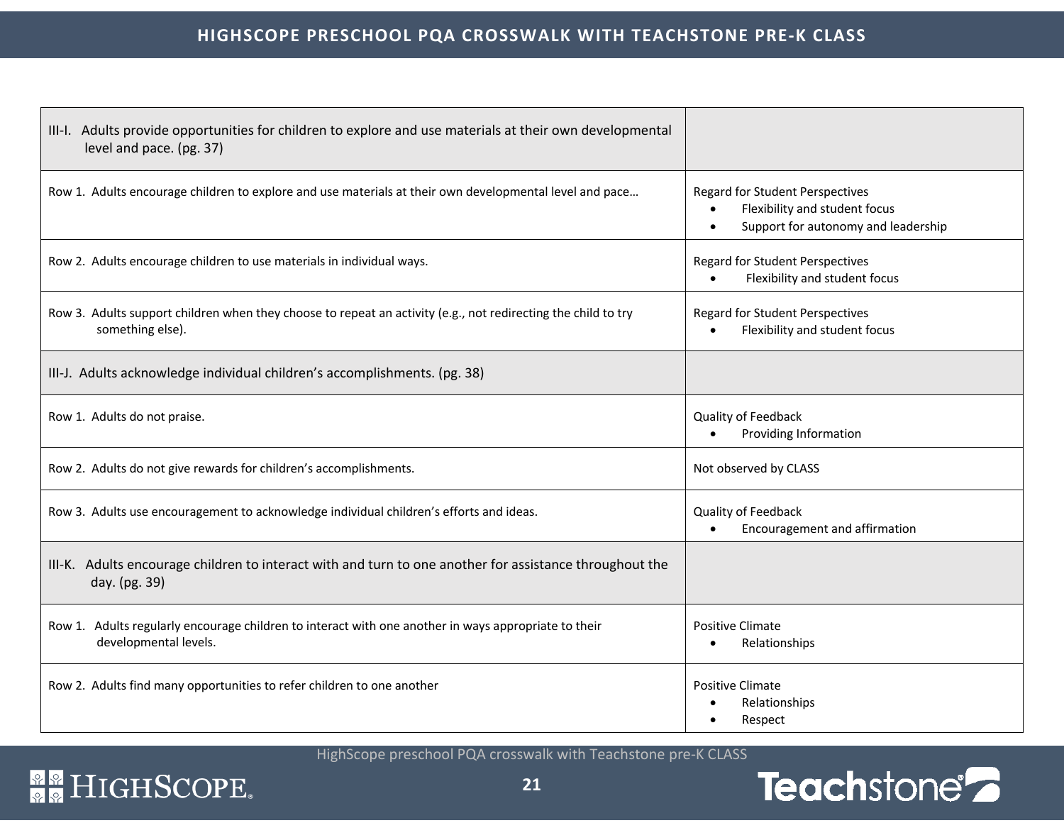| III-I. Adults provide opportunities for children to explore and use materials at their own developmental level and pace. (pg. 37) | |
|---|---|
| Row 1. Adults encourage children to explore and use materials at their own developmental level and pace… | Regard for Student Perspectives<br>• Flexibility and student focus<br>• Support for autonomy and leadership |
| Row 2. Adults encourage children to use materials in individual ways. | Regard for Student Perspectives<br>• Flexibility and student focus |
| Row 3. Adults support children when they choose to repeat an activity (e.g., not redirecting the child to try something else). | Regard for Student Perspectives<br>• Flexibility and student focus |
| III-J. Adults acknowledge individual children's accomplishments. (pg. 38) | |
| Row 1. Adults do not praise. | Quality of Feedback<br>• Providing Information |
| Row 2. Adults do not give rewards for children's accomplishments. | Not observed by CLASS |
| Row 3. Adults use encouragement to acknowledge individual children's efforts and ideas. | Quality of Feedback<br>• Encouragement and affirmation |
| III-K. Adults encourage children to interact with and turn to one another for assistance throughout the day. (pg. 39) | |
| Row 1. Adults regularly encourage children to interact with one another in ways appropriate to their developmental levels. | Positive Climate<br>• Relationships |
| Row 2. Adults find many opportunities to refer children to one another | Positive Climate<br>• Relationships<br>• Respect |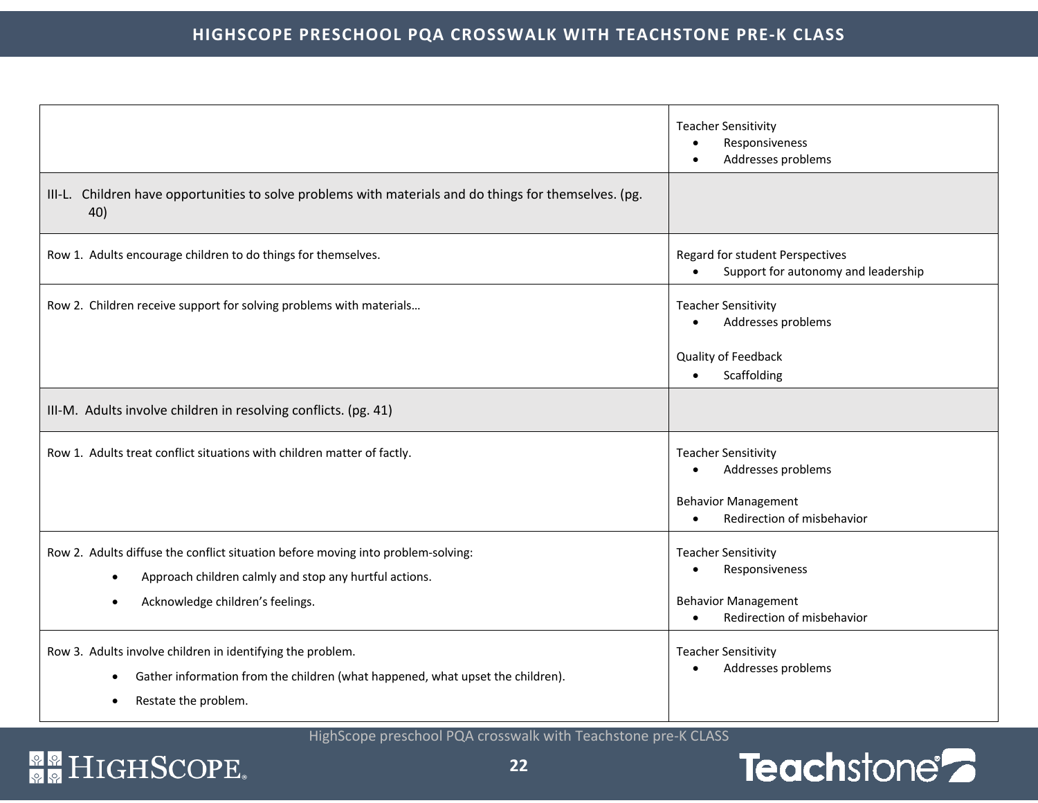| | |
|---|---|
| | Teacher Sensitivity<br>• Responsiveness<br>• Addresses problems |
| III-L. Children have opportunities to solve problems with materials and do things for themselves. (pg. 40) | |
| Row 1. Adults encourage children to do things for themselves. | Regard for student Perspectives<br>• Support for autonomy and leadership |
| Row 2. Children receive support for solving problems with materials… | Teacher Sensitivity<br>• Addresses problems<br><br>Quality of Feedback<br>• Scaffolding |
| III-M. Adults involve children in resolving conflicts. (pg. 41) | |
| Row 1. Adults treat conflict situations with children matter of factly. | Teacher Sensitivity<br>• Addresses problems<br><br>Behavior Management<br>• Redirection of misbehavior |
| Row 2. Adults diffuse the conflict situation before moving into problem-solving:<br>• Approach children calmly and stop any hurtful actions.<br>• Acknowledge children's feelings. | Teacher Sensitivity<br>• Responsiveness<br><br>Behavior Management<br>• Redirection of misbehavior |
| Row 3. Adults involve children in identifying the problem.<br>• Gather information from the children (what happened, what upset the children).<br>• Restate the problem. | Teacher Sensitivity<br>• Addresses problems |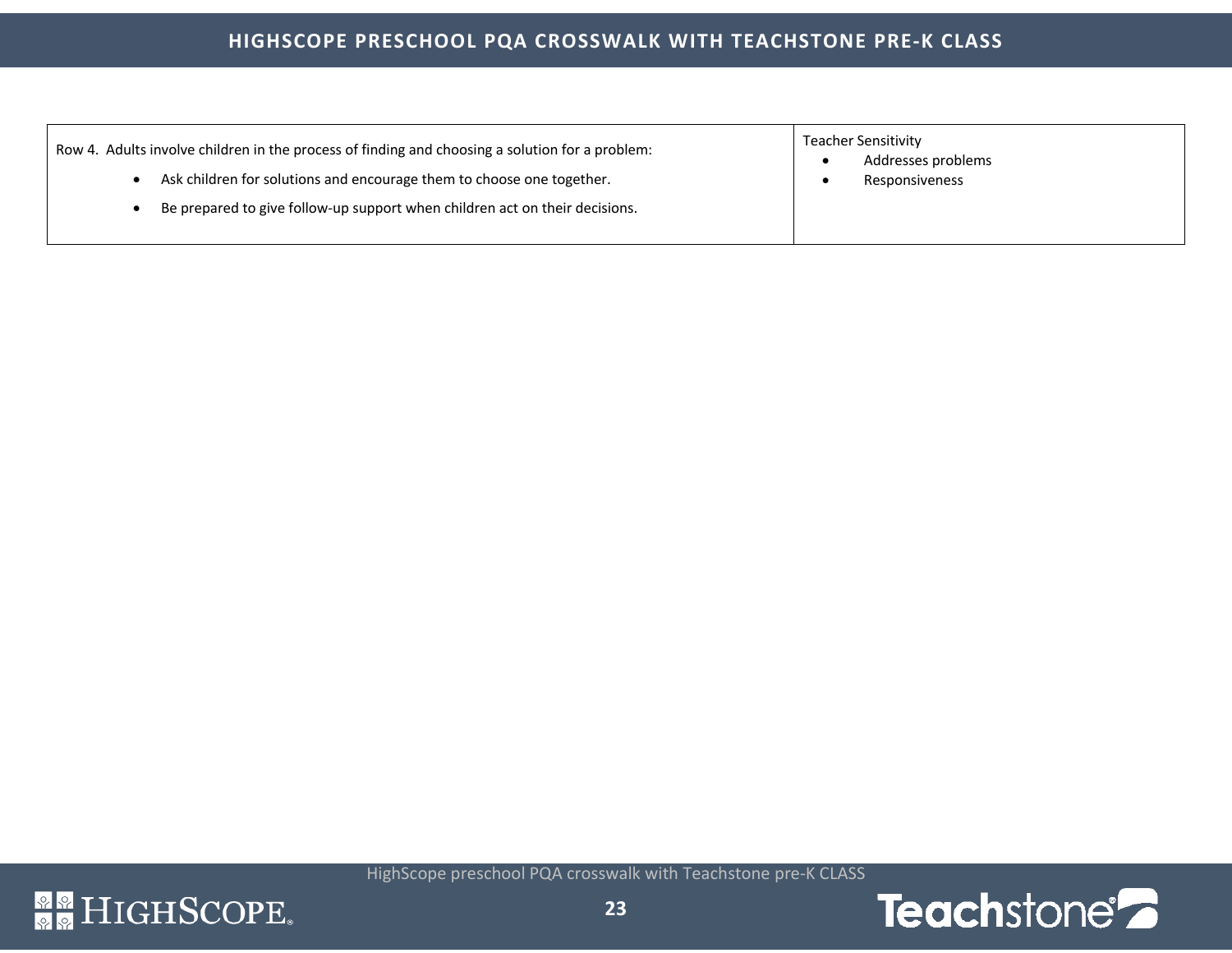| Row 4. Adults involve children in the process of finding and choosing a solution for a problem:<br>• Ask children for solutions and encourage them to choose one together.<br>• Be prepared to give follow-up support when children act on their decisions. | Teacher Sensitivity<br>• Addresses problems<br>• Responsiveness |
|---|---|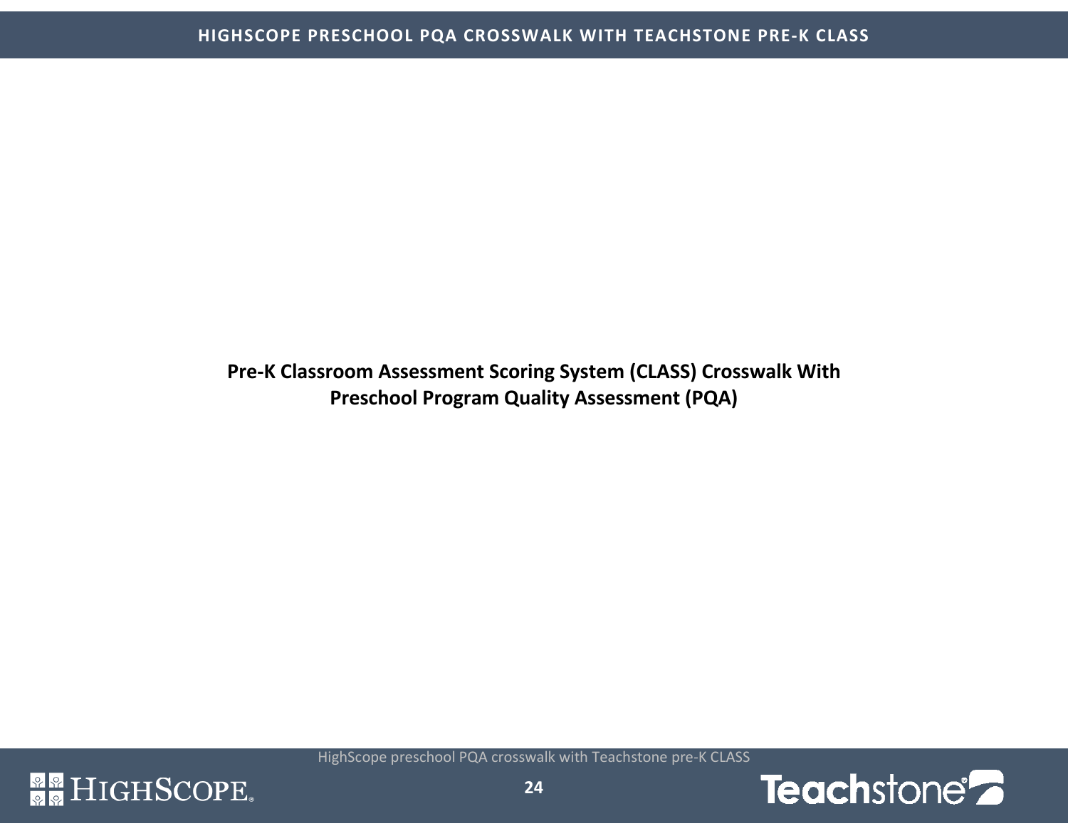# Pre-K Classroom Assessment Scoring System (CLASS) Crosswalk With Preschool Program Quality Assessment (PQA)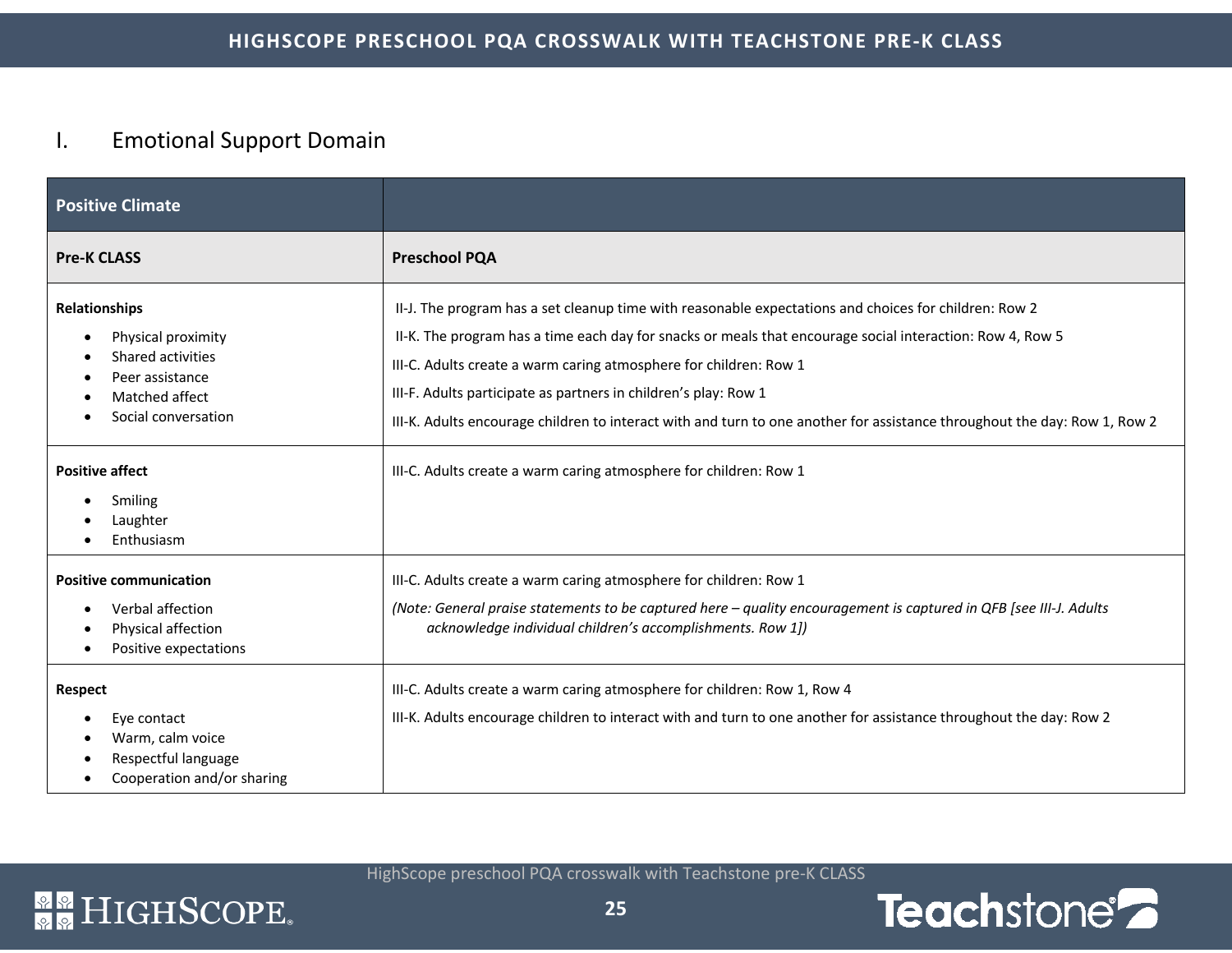## I. Emotional Support Domain

| Positive Climate | |
|---|---|
| **Pre-K CLASS** | **Preschool PQA** |
| **Relationships**<br>• Physical proximity<br>• Shared activities<br>• Peer assistance<br>• Matched affect<br>• Social conversation | II-J. The program has a set cleanup time with reasonable expectations and choices for children: Row 2<br>II-K. The program has a time each day for snacks or meals that encourage social interaction: Row 4, Row 5<br>III-C. Adults create a warm caring atmosphere for children: Row 1<br>III-F. Adults participate as partners in children's play: Row 1<br>III-K. Adults encourage children to interact with and turn to one another for assistance throughout the day: Row 1, Row 2 |
| **Positive affect**<br>• Smiling<br>• Laughter<br>• Enthusiasm | III-C. Adults create a warm caring atmosphere for children: Row 1 |
| **Positive communication**<br>• Verbal affection<br>• Physical affection<br>• Positive expectations | III-C. Adults create a warm caring atmosphere for children: Row 1<br>*(Note: General praise statements to be captured here – quality encouragement is captured in QFB [see III-J. Adults acknowledge individual children's accomplishments. Row 1])* |
| **Respect**<br>• Eye contact<br>• Warm, calm voice<br>• Respectful language<br>• Cooperation and/or sharing | III-C. Adults create a warm caring atmosphere for children: Row 1, Row 4<br>III-K. Adults encourage children to interact with and turn to one another for assistance throughout the day: Row 2 |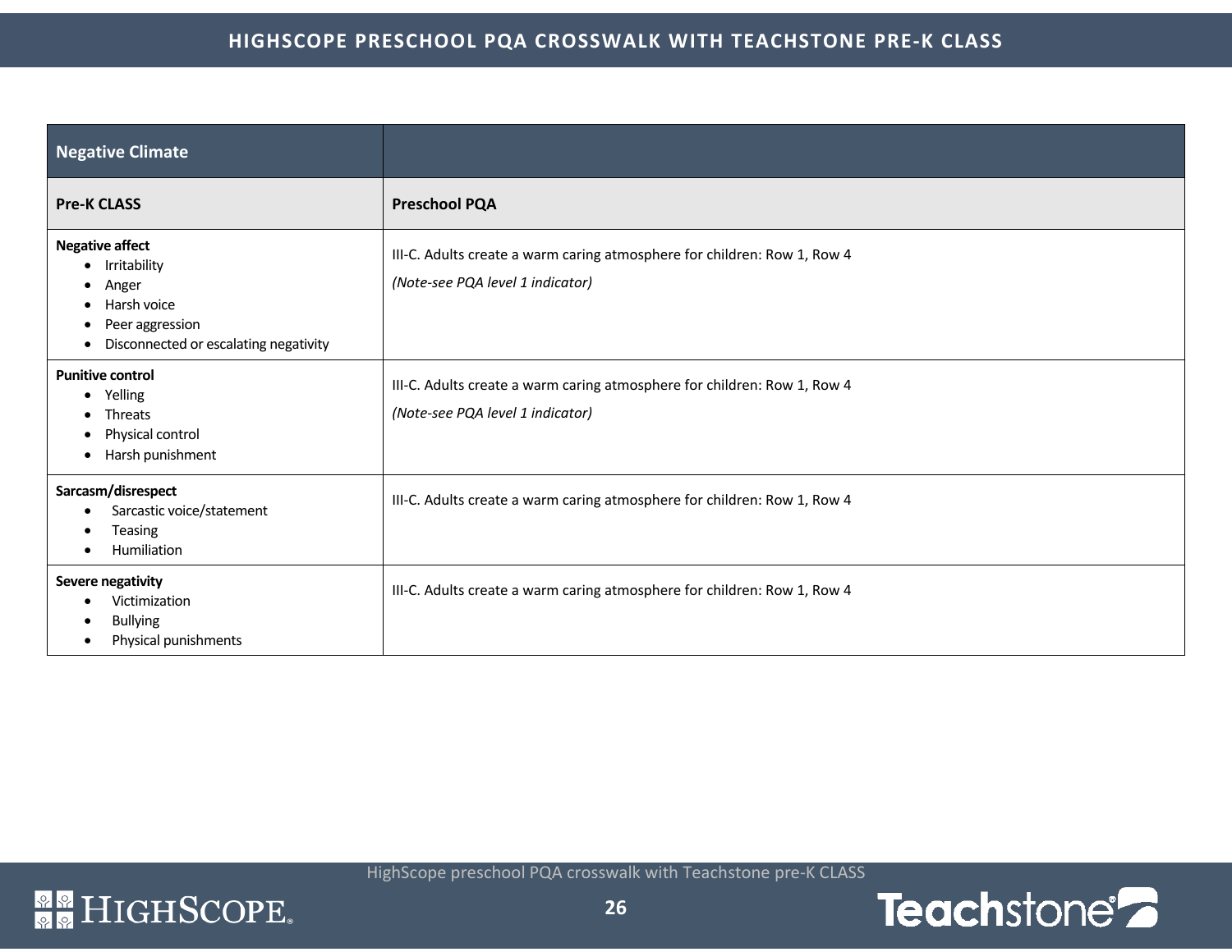| Negative Climate | |
|---|---|
| **Pre-K CLASS** | **Preschool PQA** |
| **Negative affect**<br>• Irritability<br>• Anger<br>• Harsh voice<br>• Peer aggression<br>• Disconnected or escalating negativity | III-C. Adults create a warm caring atmosphere for children: Row 1, Row 4<br>*(Note-see PQA level 1 indicator)* |
| **Punitive control**<br>• Yelling<br>• Threats<br>• Physical control<br>• Harsh punishment | III-C. Adults create a warm caring atmosphere for children: Row 1, Row 4<br>*(Note-see PQA level 1 indicator)* |
| **Sarcasm/disrespect**<br>• Sarcastic voice/statement<br>• Teasing<br>• Humiliation | III-C. Adults create a warm caring atmosphere for children: Row 1, Row 4 |
| **Severe negativity**<br>• Victimization<br>• Bullying<br>• Physical punishments | III-C. Adults create a warm caring atmosphere for children: Row 1, Row 4 |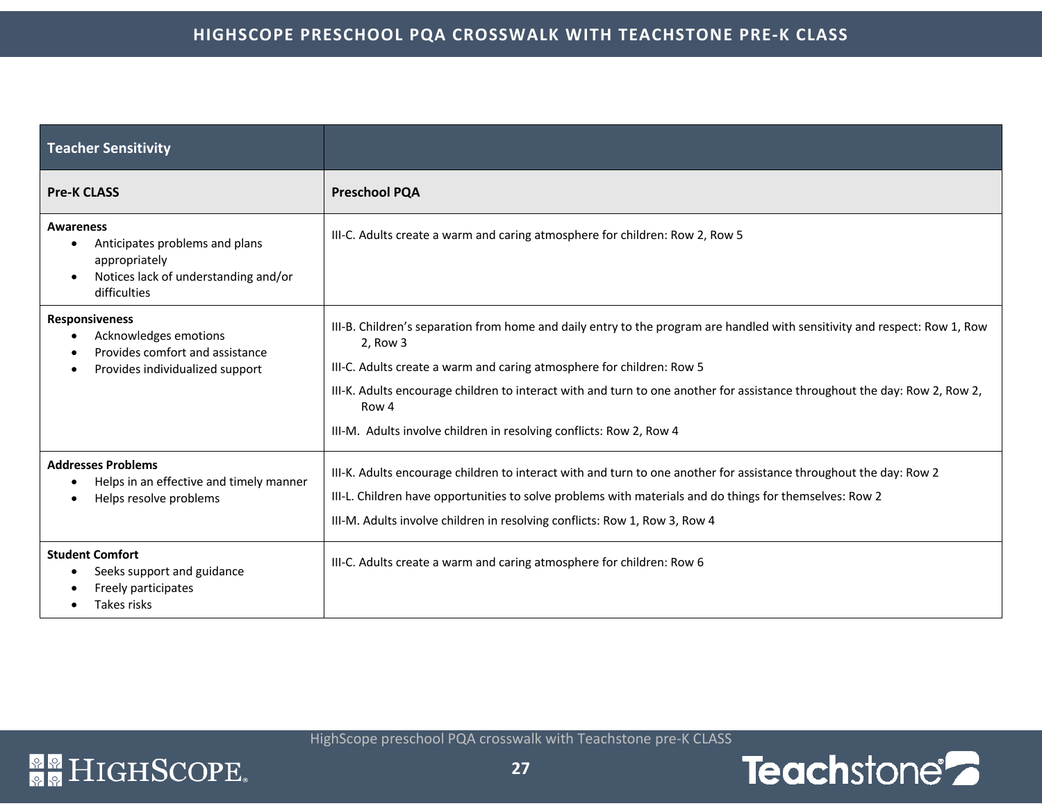| Teacher Sensitivity | |
|---|---|
| **Pre-K CLASS** | **Preschool PQA** |
| **Awareness**<br>• Anticipates problems and plans appropriately<br>• Notices lack of understanding and/or difficulties | III-C. Adults create a warm and caring atmosphere for children: Row 2, Row 5 |
| **Responsiveness**<br>• Acknowledges emotions<br>• Provides comfort and assistance<br>• Provides individualized support | III-B. Children's separation from home and daily entry to the program are handled with sensitivity and respect: Row 1, Row 2, Row 3<br>III-C. Adults create a warm and caring atmosphere for children: Row 5<br>III-K. Adults encourage children to interact with and turn to one another for assistance throughout the day: Row 2, Row 2, Row 4<br>III-M. Adults involve children in resolving conflicts: Row 2, Row 4 |
| **Addresses Problems**<br>• Helps in an effective and timely manner<br>• Helps resolve problems | III-K. Adults encourage children to interact with and turn to one another for assistance throughout the day: Row 2<br>III-L. Children have opportunities to solve problems with materials and do things for themselves: Row 2<br>III-M. Adults involve children in resolving conflicts: Row 1, Row 3, Row 4 |
| **Student Comfort**<br>• Seeks support and guidance<br>• Freely participates<br>• Takes risks | III-C. Adults create a warm and caring atmosphere for children: Row 6 |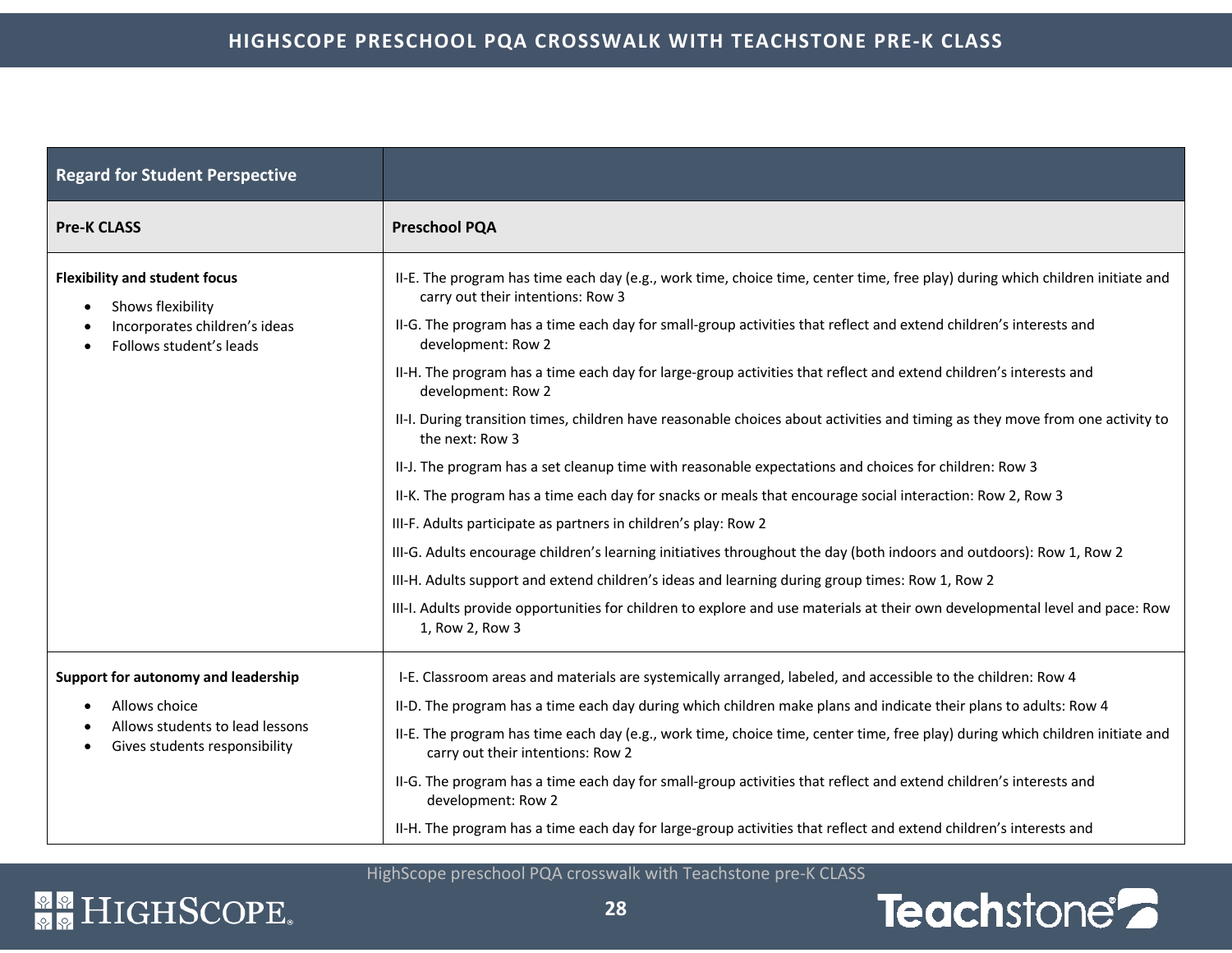| Regard for Student Perspective | |
|---|---|
| **Pre-K CLASS** | **Preschool PQA** |
| **Flexibility and student focus**<br>• Shows flexibility<br>• Incorporates children's ideas<br>• Follows student's leads | II-E. The program has time each day (e.g., work time, choice time, center time, free play) during which children initiate and carry out their intentions: Row 3<br>II-G. The program has a time each day for small-group activities that reflect and extend children's interests and development: Row 2<br>II-H. The program has a time each day for large-group activities that reflect and extend children's interests and development: Row 2<br>II-I. During transition times, children have reasonable choices about activities and timing as they move from one activity to the next: Row 3<br>II-J. The program has a set cleanup time with reasonable expectations and choices for children: Row 3<br>II-K. The program has a time each day for snacks or meals that encourage social interaction: Row 2, Row 3<br>III-F. Adults participate as partners in children's play: Row 2<br>III-G. Adults encourage children's learning initiatives throughout the day (both indoors and outdoors): Row 1, Row 2<br>III-H. Adults support and extend children's ideas and learning during group times: Row 1, Row 2<br>III-I. Adults provide opportunities for children to explore and use materials at their own developmental level and pace: Row 1, Row 2, Row 3 |
| **Support for autonomy and leadership**<br>• Allows choice<br>• Allows students to lead lessons<br>• Gives students responsibility | I-E. Classroom areas and materials are systemically arranged, labeled, and accessible to the children: Row 4<br>II-D. The program has a time each day during which children make plans and indicate their plans to adults: Row 4<br>II-E. The program has time each day (e.g., work time, choice time, center time, free play) during which children initiate and carry out their intentions: Row 2<br>II-G. The program has a time each day for small-group activities that reflect and extend children's interests and development: Row 2<br>II-H. The program has a time each day for large-group activities that reflect and extend children's interests and |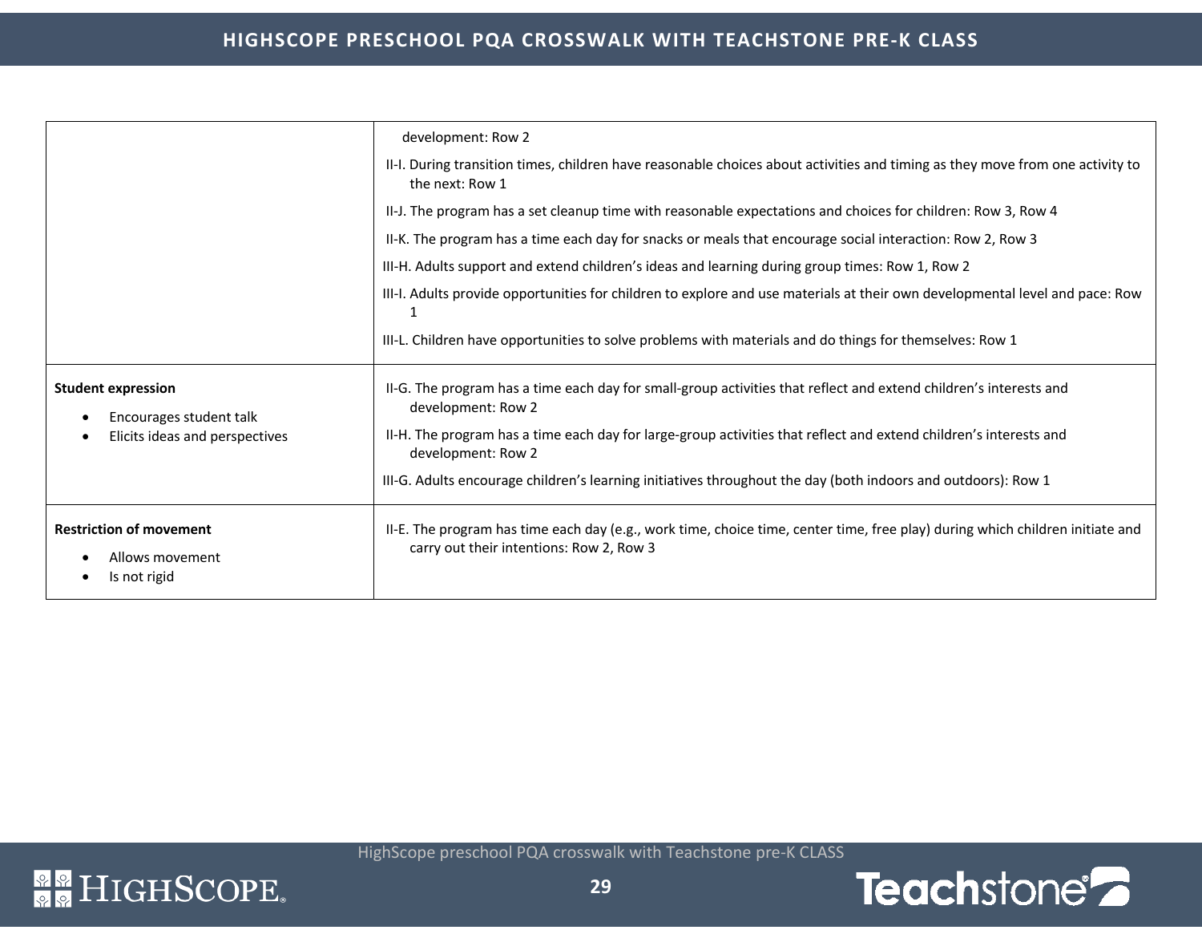| | |
|---|---|
| | development: Row 2<br>II-I. During transition times, children have reasonable choices about activities and timing as they move from one activity to the next: Row 1<br>II-J. The program has a set cleanup time with reasonable expectations and choices for children: Row 3, Row 4<br>II-K. The program has a time each day for snacks or meals that encourage social interaction: Row 2, Row 3<br>III-H. Adults support and extend children's ideas and learning during group times: Row 1, Row 2<br>III-I. Adults provide opportunities for children to explore and use materials at their own developmental level and pace: Row 1<br>III-L. Children have opportunities to solve problems with materials and do things for themselves: Row 1 |
| **Student expression**<br>• Encourages student talk<br>• Elicits ideas and perspectives | II-G. The program has a time each day for small-group activities that reflect and extend children's interests and development: Row 2<br>II-H. The program has a time each day for large-group activities that reflect and extend children's interests and development: Row 2<br>III-G. Adults encourage children's learning initiatives throughout the day (both indoors and outdoors): Row 1 |
| **Restriction of movement**<br>• Allows movement<br>• Is not rigid | II-E. The program has time each day (e.g., work time, choice time, center time, free play) during which children initiate and carry out their intentions: Row 2, Row 3 |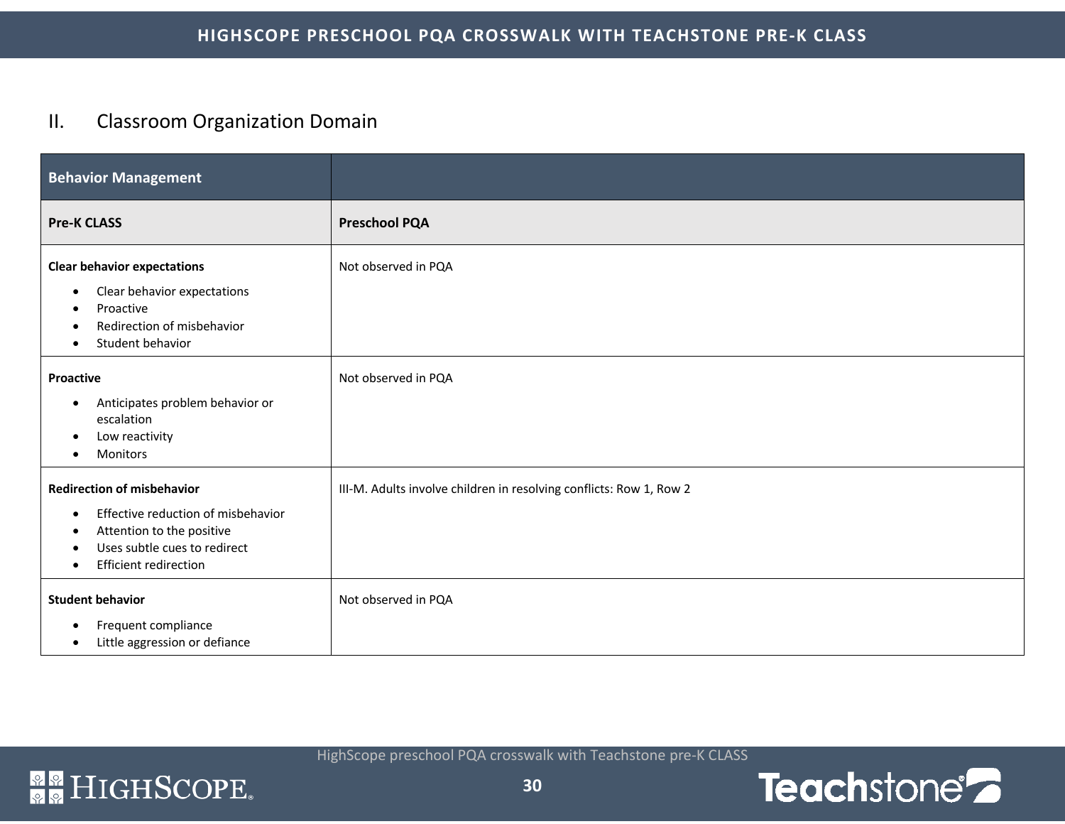## II. Classroom Organization Domain

| Behavior Management | |
|---|---|
| **Pre-K CLASS** | **Preschool PQA** |
| **Clear behavior expectations**<br>• Clear behavior expectations<br>• Proactive<br>• Redirection of misbehavior<br>• Student behavior | Not observed in PQA |
| **Proactive**<br>• Anticipates problem behavior or escalation<br>• Low reactivity<br>• Monitors | Not observed in PQA |
| **Redirection of misbehavior**<br>• Effective reduction of misbehavior<br>• Attention to the positive<br>• Uses subtle cues to redirect<br>• Efficient redirection | III-M. Adults involve children in resolving conflicts: Row 1, Row 2 |
| **Student behavior**<br>• Frequent compliance<br>• Little aggression or defiance | Not observed in PQA |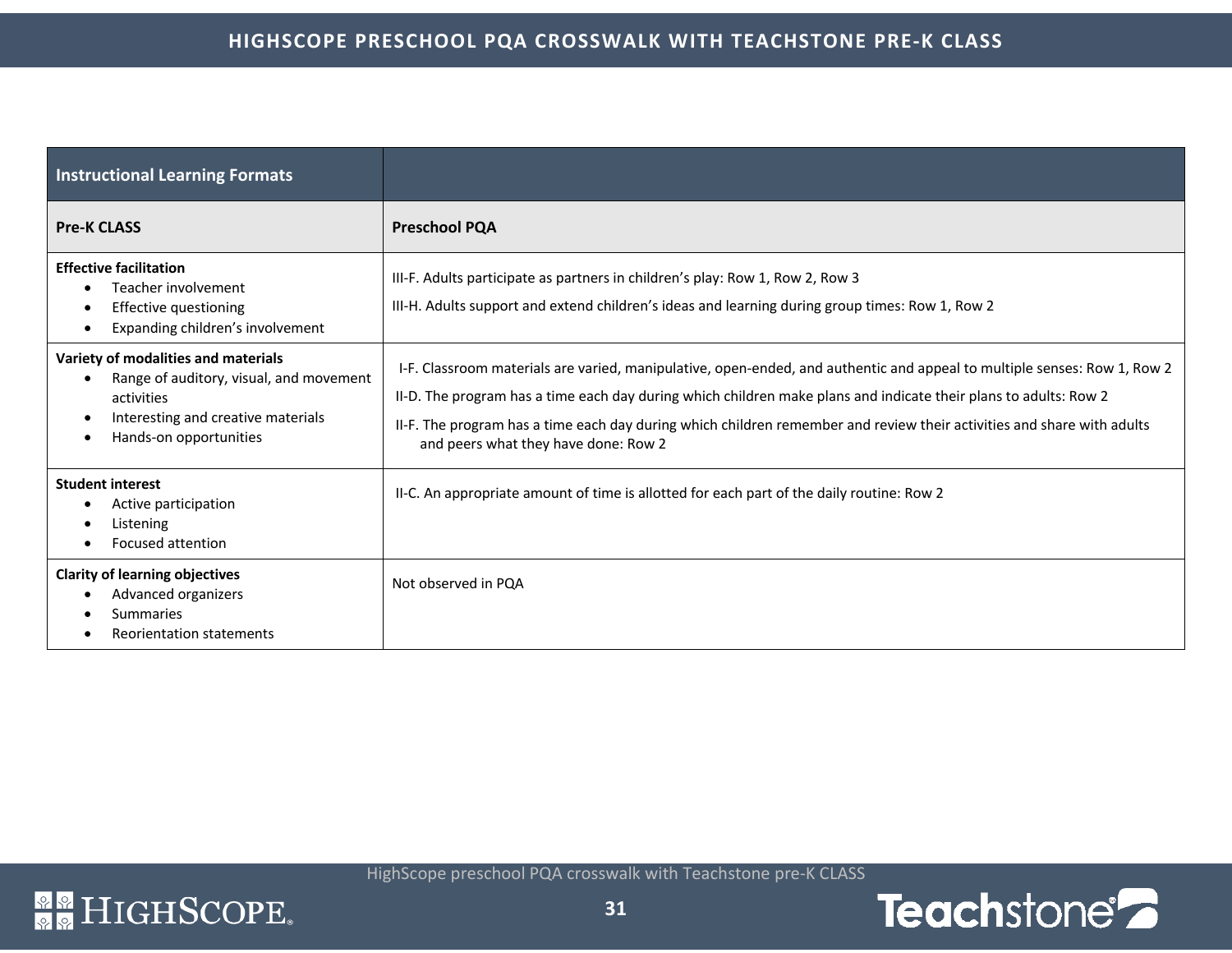| Instructional Learning Formats | |
|---|---|
| **Pre-K CLASS** | **Preschool PQA** |
| **Effective facilitation**<br>• Teacher involvement<br>• Effective questioning<br>• Expanding children's involvement | III-F. Adults participate as partners in children's play: Row 1, Row 2, Row 3<br>III-H. Adults support and extend children's ideas and learning during group times: Row 1, Row 2 |
| **Variety of modalities and materials**<br>• Range of auditory, visual, and movement activities<br>• Interesting and creative materials<br>• Hands-on opportunities | I-F. Classroom materials are varied, manipulative, open-ended, and authentic and appeal to multiple senses: Row 1, Row 2<br>II-D. The program has a time each day during which children make plans and indicate their plans to adults: Row 2<br>II-F. The program has a time each day during which children remember and review their activities and share with adults and peers what they have done: Row 2 |
| **Student interest**<br>• Active participation<br>• Listening<br>• Focused attention | II-C. An appropriate amount of time is allotted for each part of the daily routine: Row 2 |
| **Clarity of learning objectives**<br>• Advanced organizers<br>• Summaries<br>• Reorientation statements | Not observed in PQA |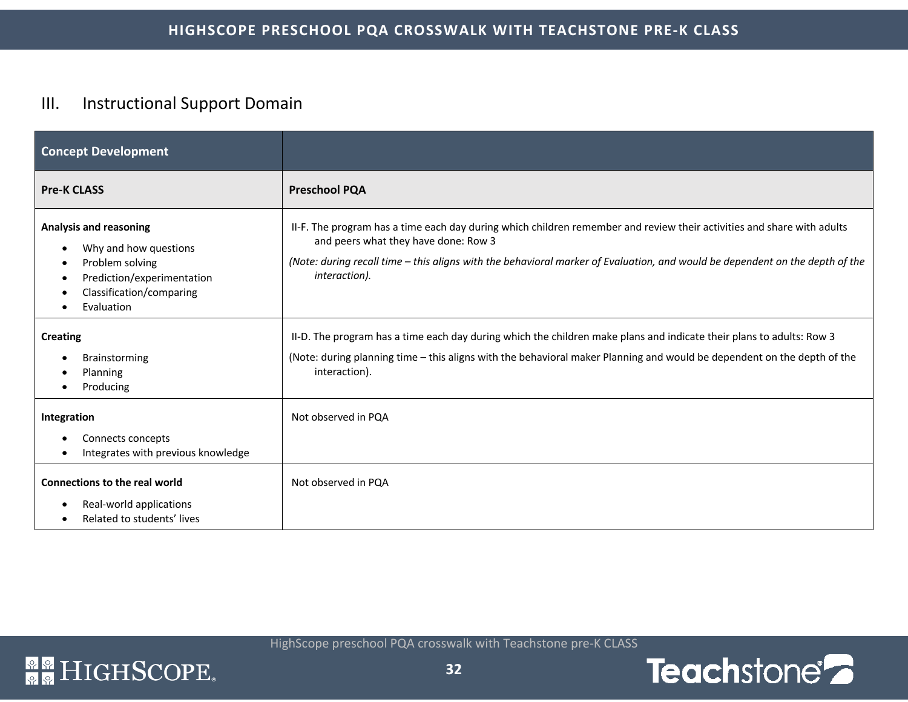## III. Instructional Support Domain

| Concept Development | |
|---|---|
| **Pre-K CLASS** | **Preschool PQA** |
| **Analysis and reasoning**<br>• Why and how questions<br>• Problem solving<br>• Prediction/experimentation<br>• Classification/comparing<br>• Evaluation | II-F. The program has a time each day during which children remember and review their activities and share with adults and peers what they have done: Row 3<br>*(Note: during recall time – this aligns with the behavioral marker of Evaluation, and would be dependent on the depth of the interaction).* |
| **Creating**<br>• Brainstorming<br>• Planning<br>• Producing | II-D. The program has a time each day during which the children make plans and indicate their plans to adults: Row 3<br>(Note: during planning time – this aligns with the behavioral maker Planning and would be dependent on the depth of the interaction). |
| **Integration**<br>• Connects concepts<br>• Integrates with previous knowledge | Not observed in PQA |
| **Connections to the real world**<br>• Real-world applications<br>• Related to students' lives | Not observed in PQA |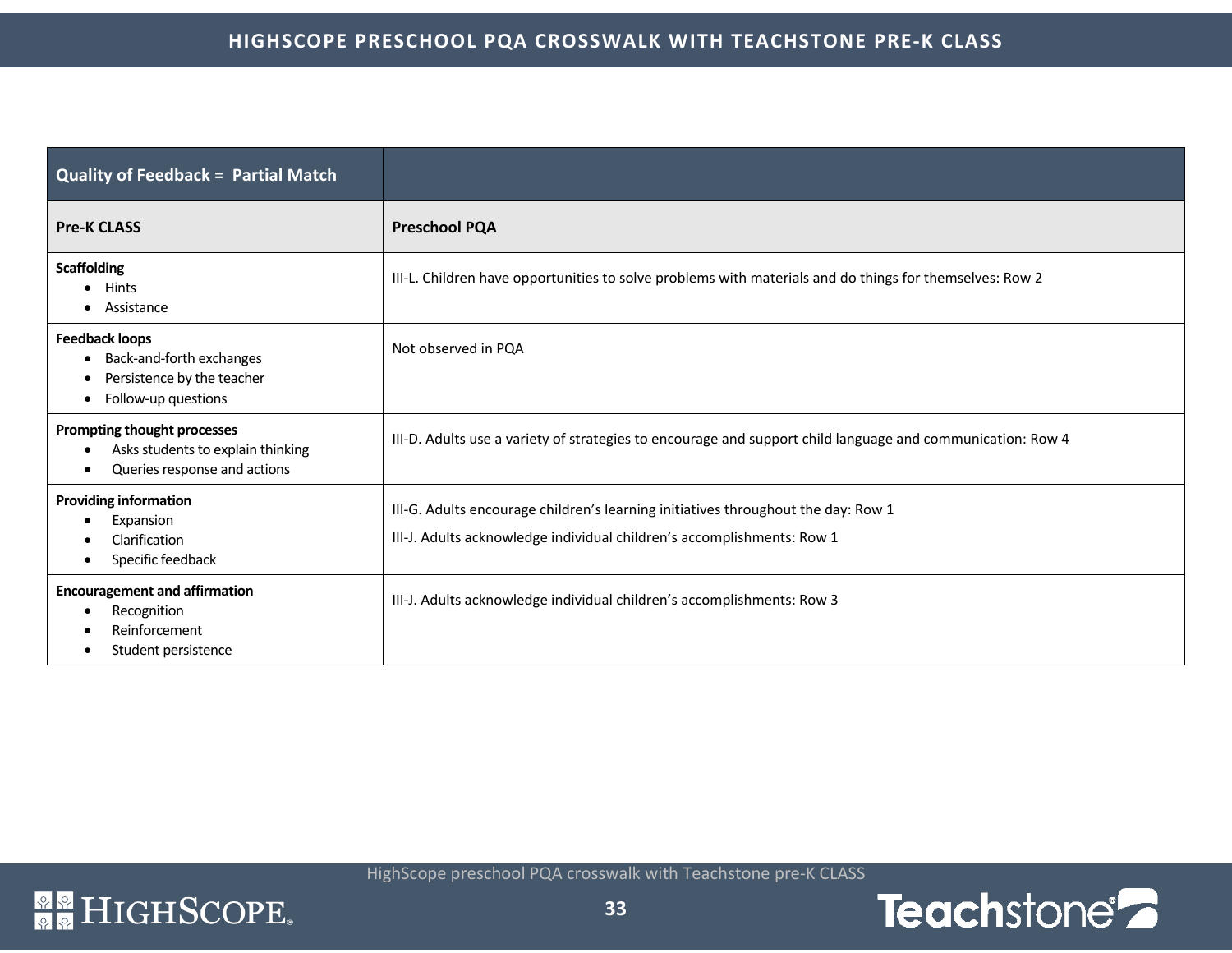| Quality of Feedback = Partial Match | |
|---|---|
| **Pre-K CLASS** | **Preschool PQA** |
| **Scaffolding**<br>• Hints<br>• Assistance | III-L. Children have opportunities to solve problems with materials and do things for themselves: Row 2 |
| **Feedback loops**<br>• Back-and-forth exchanges<br>• Persistence by the teacher<br>• Follow-up questions | Not observed in PQA |
| **Prompting thought processes**<br>• Asks students to explain thinking<br>• Queries response and actions | III-D. Adults use a variety of strategies to encourage and support child language and communication: Row 4 |
| **Providing information**<br>• Expansion<br>• Clarification<br>• Specific feedback | III-G. Adults encourage children's learning initiatives throughout the day: Row 1<br>III-J. Adults acknowledge individual children's accomplishments: Row 1 |
| **Encouragement and affirmation**<br>• Recognition<br>• Reinforcement<br>• Student persistence | III-J. Adults acknowledge individual children's accomplishments: Row 3 |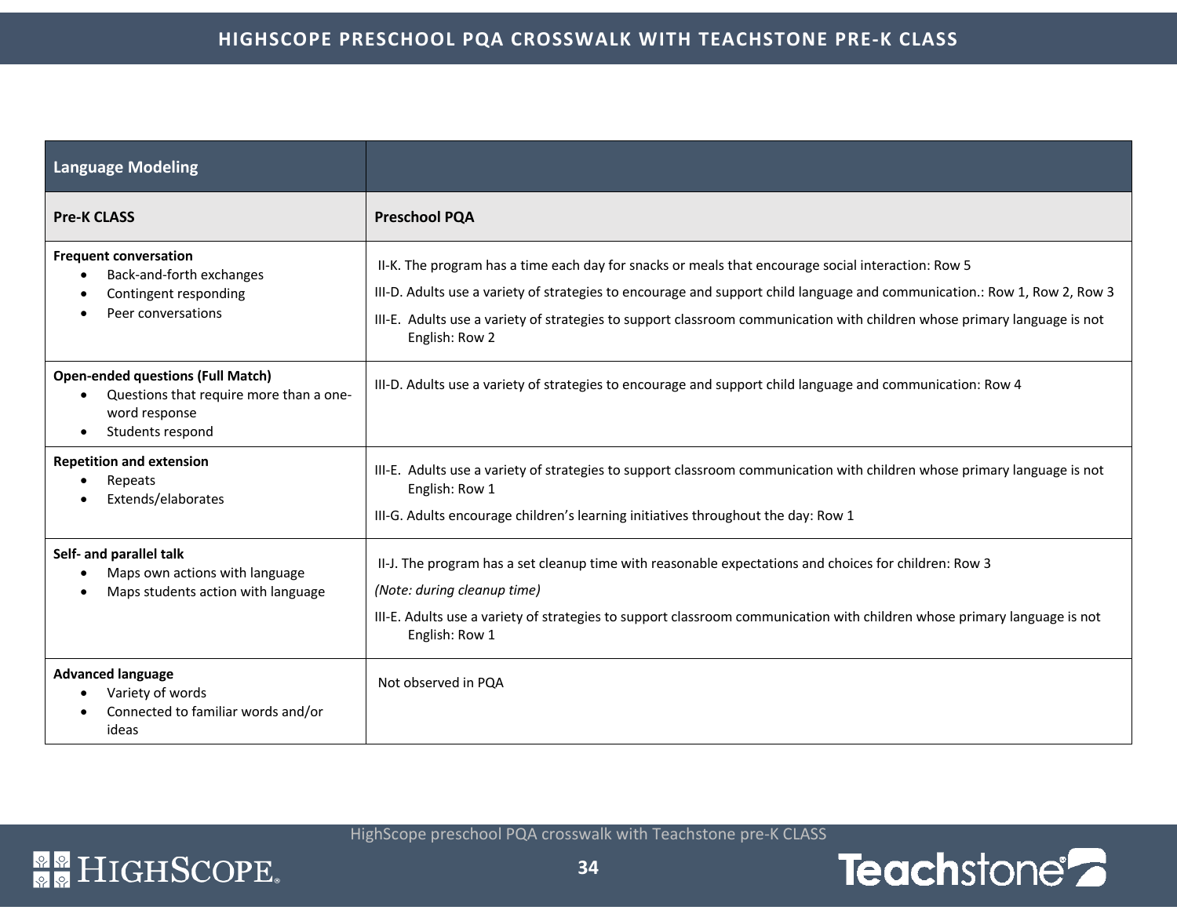| Language Modeling | |
|---|---|
| **Pre-K CLASS** | **Preschool PQA** |
| **Frequent conversation**<br>• Back-and-forth exchanges<br>• Contingent responding<br>• Peer conversations | II-K. The program has a time each day for snacks or meals that encourage social interaction: Row 5<br>III-D. Adults use a variety of strategies to encourage and support child language and communication.: Row 1, Row 2, Row 3<br>III-E. Adults use a variety of strategies to support classroom communication with children whose primary language is not English: Row 2 |
| **Open-ended questions (Full Match)**<br>• Questions that require more than a one-word response<br>• Students respond | III-D. Adults use a variety of strategies to encourage and support child language and communication: Row 4 |
| **Repetition and extension**<br>• Repeats<br>• Extends/elaborates | III-E. Adults use a variety of strategies to support classroom communication with children whose primary language is not English: Row 1<br>III-G. Adults encourage children's learning initiatives throughout the day: Row 1 |
| **Self- and parallel talk**<br>• Maps own actions with language<br>• Maps students action with language | II-J. The program has a set cleanup time with reasonable expectations and choices for children: Row 3<br>*(Note: during cleanup time)*<br>III-E. Adults use a variety of strategies to support classroom communication with children whose primary language is not English: Row 1 |
| **Advanced language**<br>• Variety of words<br>• Connected to familiar words and/or ideas | Not observed in PQA |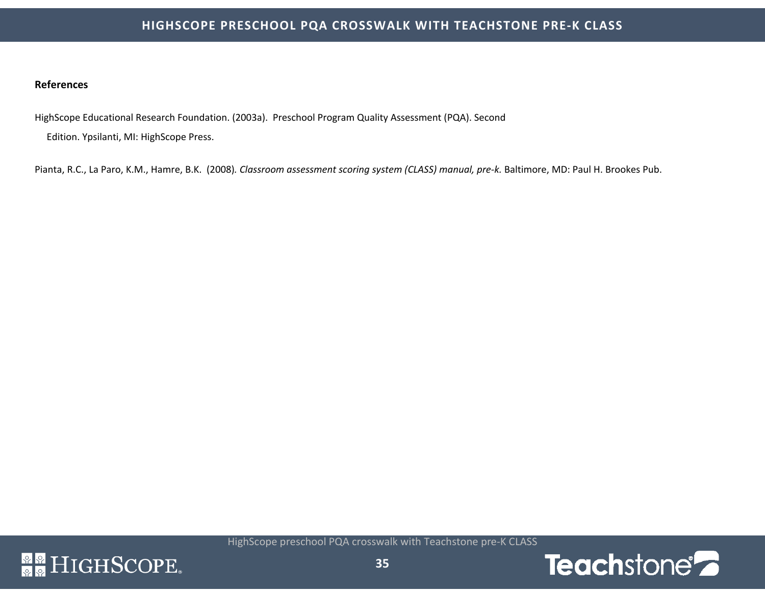**References**

HighScope Educational Research Foundation. (2003a). Preschool Program Quality Assessment (PQA). Second Edition. Ypsilanti, MI: HighScope Press.

Pianta, R.C., La Paro, K.M., Hamre, B.K. (2008). *Classroom assessment scoring system (CLASS) manual, pre-k.* Baltimore, MD: Paul H. Brookes Pub.